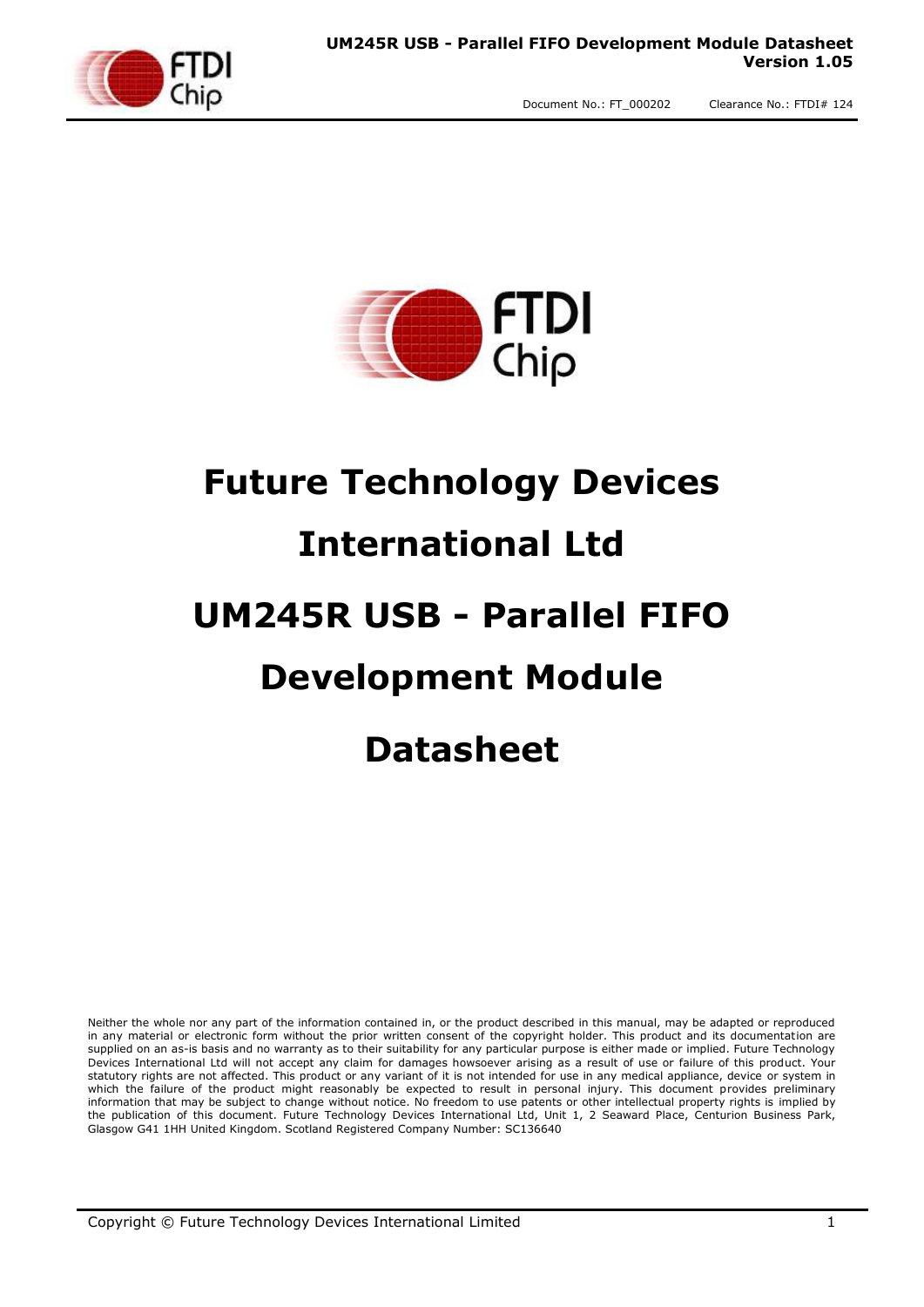# Future Technology Devices International Ltd

# UM245R USB - Parallel FIFO Development Module

# Datasheet

Neither the whole nor any part of the information contained in, or the product described in this manual, may be adapted or reproduced in any material or electronic form without the prior written consent of the copyright holder. This product and its documentation are supplied on an as-is basis and no warranty as to their suitability for any particular purpose is either made or implied. Future Technology Devices International Ltd will not accept any claim for damages howsoever arising as a result of use or failure of this product. Your statutory rights are not affected. This product or any variant of it is not intended for use in any medical appliance, device or system in which the failure of the product might reasonably be expected to result in personal injury. This document provides preliminary information that may be subject to change without notice. No freedom to use patents or other intellectual property rights is implied by the publication of this document. Future Technology Devices International Ltd, Unit 1, 2 Seaward Place, Centurion Business Park, Glasgow G41 1HH United Kingdom. Scotland Registered Company Number: SC136640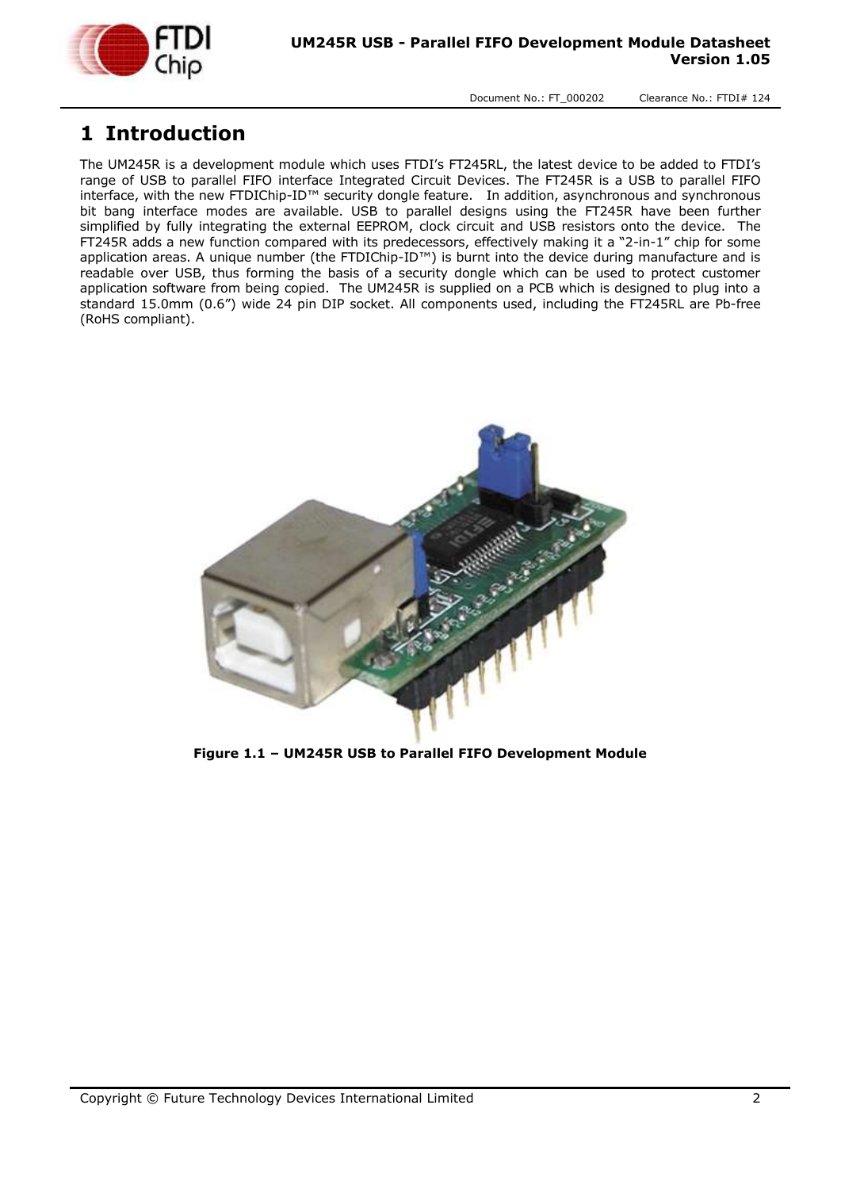# 1 Introduction

The UM245R is a development module which uses FTDI's FT245RL, the latest device to be added to FTDI's range of USB to parallel FIFO interface Integrated Circuit Devices. The FT245R is a USB to parallel FIFO interface, with the new FTDIChip-ID™ security dongle feature. In addition, asynchronous and synchronous bit bang interface modes are available. USB to parallel designs using the FT245R have been further simplified by fully integrating the external EEPROM, clock circuit and USB resistors onto the device. The FT245R adds a new function compared with its predecessors, effectively making it a "2-in-1" chip for some application areas. A unique number (the FTDIChip-ID™) is burnt into the device during manufacture and is readable over USB, thus forming the basis of a security dongle which can be used to protect customer application software from being copied. The UM245R is supplied on a PCB which is designed to plug into a standard 15.0mm (0.6") wide 24 pin DIP socket. All components used, including the FT245RL are Pb-free (RoHS compliant).

**Figure 1.1 – UM245R USB to Parallel FIFO Development Module**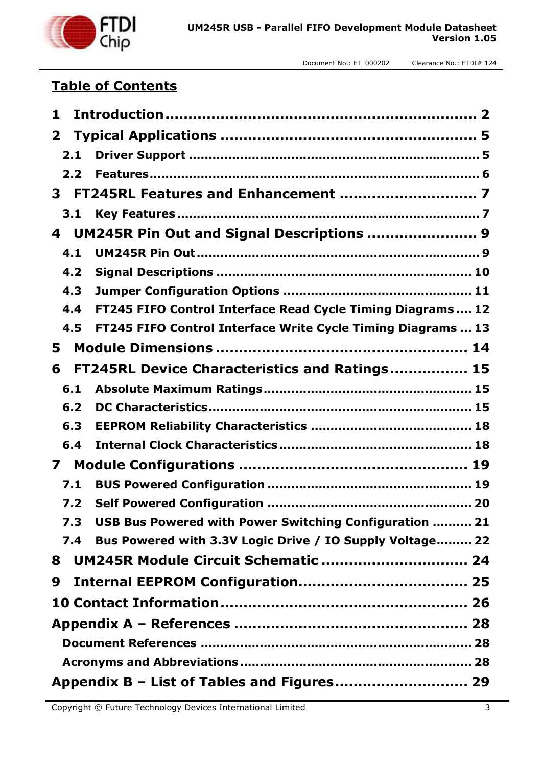## Table of Contents

| | | |
|---|---|---|
| **1** | **Introduction** | **2** |
| **2** | **Typical Applications** | **5** |
| 2.1 | Driver Support | 5 |
| 2.2 | Features | 6 |
| **3** | **FT245RL Features and Enhancement** | **7** |
| 3.1 | Key Features | 7 |
| **4** | **UM245R Pin Out and Signal Descriptions** | **9** |
| 4.1 | UM245R Pin Out | 9 |
| 4.2 | Signal Descriptions | 10 |
| 4.3 | Jumper Configuration Options | 11 |
| 4.4 | FT245 FIFO Control Interface Read Cycle Timing Diagrams | 12 |
| 4.5 | FT245 FIFO Control Interface Write Cycle Timing Diagrams | 13 |
| **5** | **Module Dimensions** | **14** |
| **6** | **FT245RL Device Characteristics and Ratings** | **15** |
| 6.1 | Absolute Maximum Ratings | 15 |
| 6.2 | DC Characteristics | 15 |
| 6.3 | EEPROM Reliability Characteristics | 18 |
| 6.4 | Internal Clock Characteristics | 18 |
| **7** | **Module Configurations** | **19** |
| 7.1 | BUS Powered Configuration | 19 |
| 7.2 | Self Powered Configuration | 20 |
| 7.3 | USB Bus Powered with Power Switching Configuration | 21 |
| 7.4 | Bus Powered with 3.3V Logic Drive / IO Supply Voltage | 22 |
| **8** | **UM245R Module Circuit Schematic** | **24** |
| **9** | **Internal EEPROM Configuration** | **25** |
| **10** | **Contact Information** | **26** |
| | **Appendix A – References** | **28** |
| | Document References | 28 |
| | Acronyms and Abbreviations | 28 |
| | **Appendix B – List of Tables and Figures** | **29** |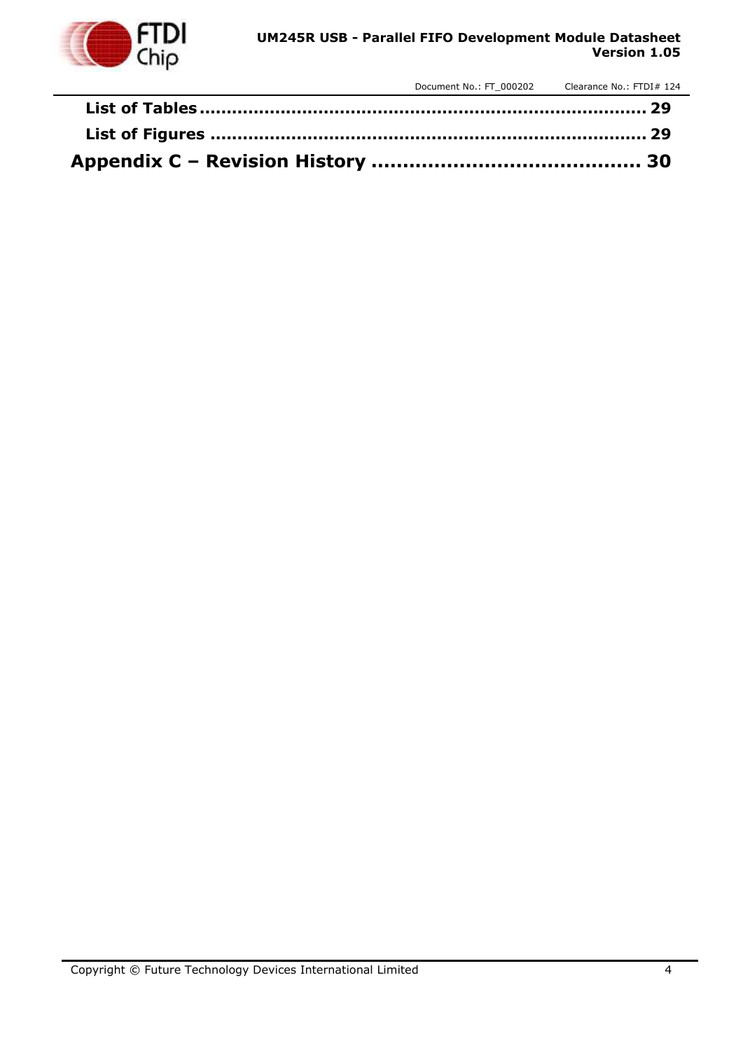**List of Tables** .................................................................................. 29

**List of Figures** ................................................................................ 29

**Appendix C – Revision History** ........................................... 30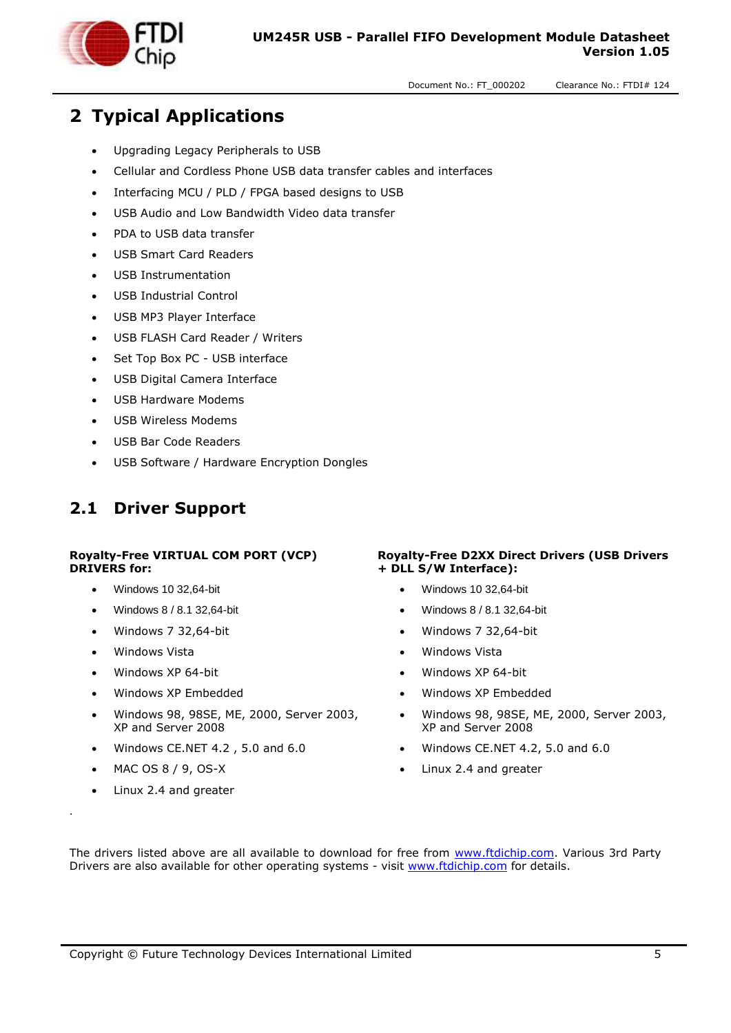# 2 Typical Applications

- Upgrading Legacy Peripherals to USB
- Cellular and Cordless Phone USB data transfer cables and interfaces
- Interfacing MCU / PLD / FPGA based designs to USB
- USB Audio and Low Bandwidth Video data transfer
- PDA to USB data transfer
- USB Smart Card Readers
- USB Instrumentation
- USB Industrial Control
- USB MP3 Player Interface
- USB FLASH Card Reader / Writers
- Set Top Box PC - USB interface
- USB Digital Camera Interface
- USB Hardware Modems
- USB Wireless Modems
- USB Bar Code Readers
- USB Software / Hardware Encryption Dongles

## 2.1 Driver Support

**Royalty-Free VIRTUAL COM PORT (VCP) DRIVERS for:**

- Windows 10 32,64-bit
- Windows 8 / 8.1 32,64-bit
- Windows 7 32,64-bit
- Windows Vista
- Windows XP 64-bit
- Windows XP Embedded
- Windows 98, 98SE, ME, 2000, Server 2003, XP and Server 2008
- Windows CE.NET 4.2 , 5.0 and 6.0
- MAC OS 8 / 9, OS-X
- Linux 2.4 and greater

**Royalty-Free D2XX Direct Drivers (USB Drivers + DLL S/W Interface):**

- Windows 10 32,64-bit
- Windows 8 / 8.1 32,64-bit
- Windows 7 32,64-bit
- Windows Vista
- Windows XP 64-bit
- Windows XP Embedded
- Windows 98, 98SE, ME, 2000, Server 2003, XP and Server 2008
- Windows CE.NET 4.2, 5.0 and 6.0
- Linux 2.4 and greater

.

The drivers listed above are all available to download for free from www.ftdichip.com. Various 3rd Party Drivers are also available for other operating systems - visit www.ftdichip.com for details.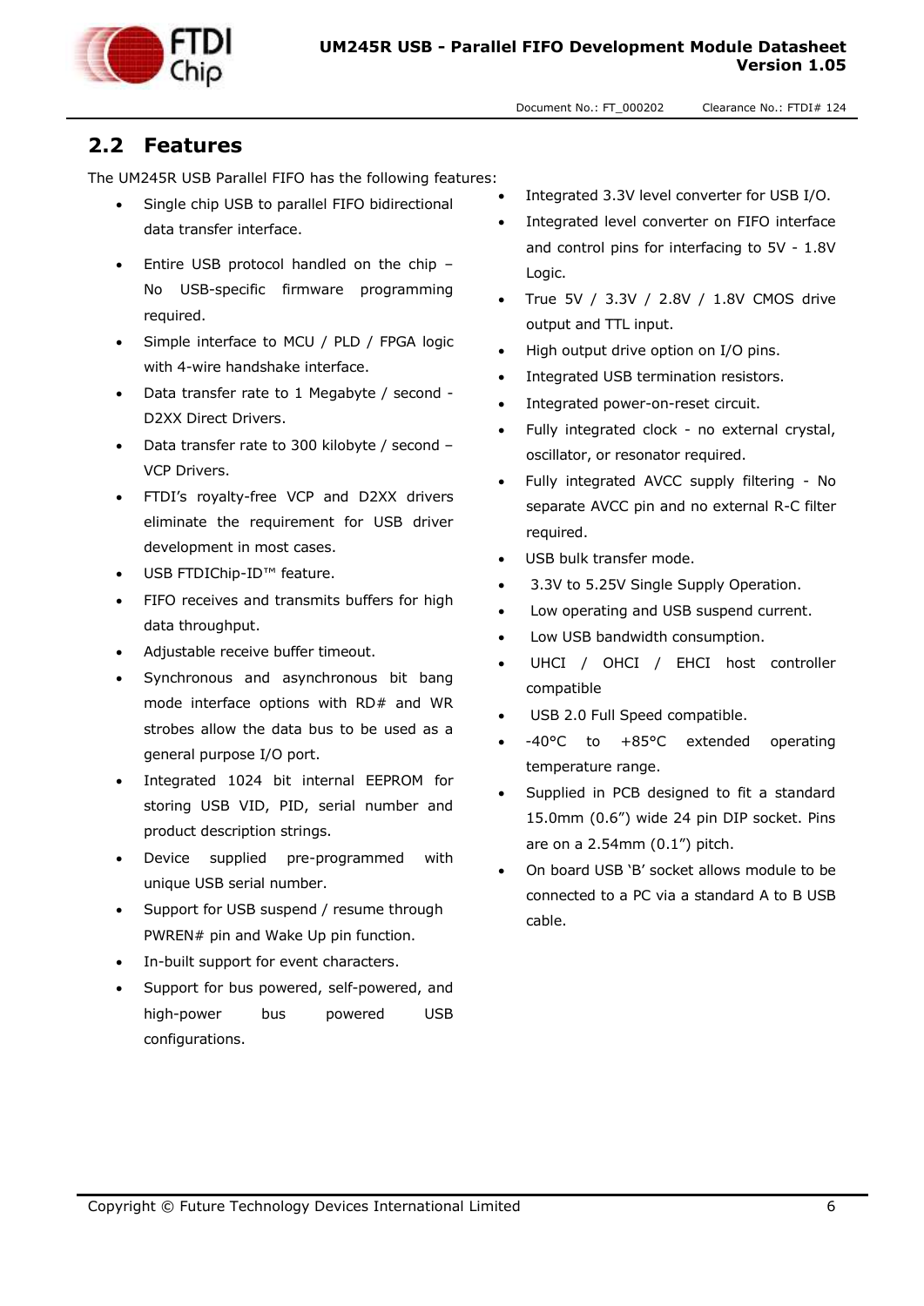## 2.2 Features

The UM245R USB Parallel FIFO has the following features:

- Single chip USB to parallel FIFO bidirectional data transfer interface.
- Entire USB protocol handled on the chip – No USB-specific firmware programming required.
- Simple interface to MCU / PLD / FPGA logic with 4-wire handshake interface.
- Data transfer rate to 1 Megabyte / second - D2XX Direct Drivers.
- Data transfer rate to 300 kilobyte / second – VCP Drivers.
- FTDI's royalty-free VCP and D2XX drivers eliminate the requirement for USB driver development in most cases.
- USB FTDIChip-ID™ feature.
- FIFO receives and transmits buffers for high data throughput.
- Adjustable receive buffer timeout.
- Synchronous and asynchronous bit bang mode interface options with RD# and WR strobes allow the data bus to be used as a general purpose I/O port.
- Integrated 1024 bit internal EEPROM for storing USB VID, PID, serial number and product description strings.
- Device supplied pre-programmed with unique USB serial number.
- Support for USB suspend / resume through PWREN# pin and Wake Up pin function.
- In-built support for event characters.
- Support for bus powered, self-powered, and high-power bus powered USB configurations.
- Integrated 3.3V level converter for USB I/O.
- Integrated level converter on FIFO interface and control pins for interfacing to 5V - 1.8V Logic.
- True 5V / 3.3V / 2.8V / 1.8V CMOS drive output and TTL input.
- High output drive option on I/O pins.
- Integrated USB termination resistors.
- Integrated power-on-reset circuit.
- Fully integrated clock - no external crystal, oscillator, or resonator required.
- Fully integrated AVCC supply filtering - No separate AVCC pin and no external R-C filter required.
- USB bulk transfer mode.
- 3.3V to 5.25V Single Supply Operation.
- Low operating and USB suspend current.
- Low USB bandwidth consumption.
- UHCI / OHCI / EHCI host controller compatible
- USB 2.0 Full Speed compatible.
- -40°C to +85°C extended operating temperature range.
- Supplied in PCB designed to fit a standard 15.0mm (0.6") wide 24 pin DIP socket. Pins are on a 2.54mm (0.1") pitch.
- On board USB 'B' socket allows module to be connected to a PC via a standard A to B USB cable.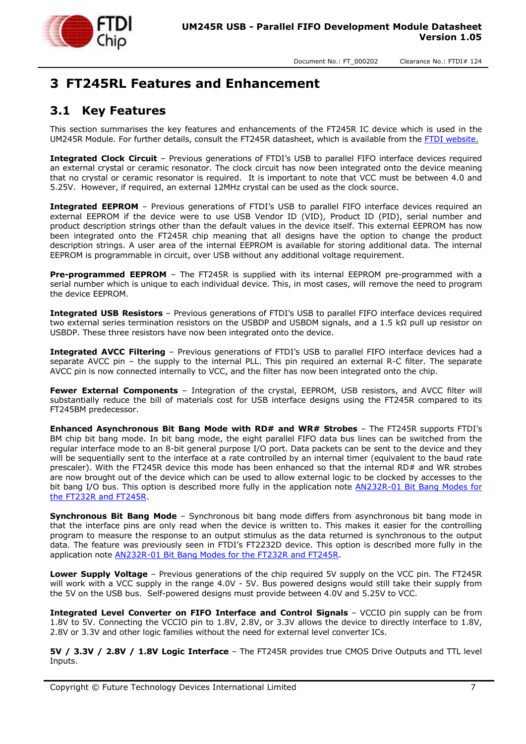# 3 FT245RL Features and Enhancement

## 3.1 Key Features

This section summarises the key features and enhancements of the FT245R IC device which is used in the UM245R Module. For further details, consult the FT245R datasheet, which is available from the FTDI website.

**Integrated Clock Circuit** – Previous generations of FTDI's USB to parallel FIFO interface devices required an external crystal or ceramic resonator. The clock circuit has now been integrated onto the device meaning that no crystal or ceramic resonator is required. It is important to note that VCC must be between 4.0 and 5.25V. However, if required, an external 12MHz crystal can be used as the clock source.

**Integrated EEPROM** – Previous generations of FTDI's USB to parallel FIFO interface devices required an external EEPROM if the device were to use USB Vendor ID (VID), Product ID (PID), serial number and product description strings other than the default values in the device itself. This external EEPROM has now been integrated onto the FT245R chip meaning that all designs have the option to change the product description strings. A user area of the internal EEPROM is available for storing additional data. The internal EEPROM is programmable in circuit, over USB without any additional voltage requirement.

**Pre-programmed EEPROM** – The FT245R is supplied with its internal EEPROM pre-programmed with a serial number which is unique to each individual device. This, in most cases, will remove the need to program the device EEPROM.

**Integrated USB Resistors** – Previous generations of FTDI's USB to parallel FIFO interface devices required two external series termination resistors on the USBDP and USBDM signals, and a 1.5 kΩ pull up resistor on USBDP. These three resistors have now been integrated onto the device.

**Integrated AVCC Filtering** – Previous generations of FTDI's USB to parallel FIFO interface devices had a separate AVCC pin – the supply to the internal PLL. This pin required an external R-C filter. The separate AVCC pin is now connected internally to VCC, and the filter has now been integrated onto the chip.

**Fewer External Components** – Integration of the crystal, EEPROM, USB resistors, and AVCC filter will substantially reduce the bill of materials cost for USB interface designs using the FT245R compared to its FT245BM predecessor.

**Enhanced Asynchronous Bit Bang Mode with RD# and WR# Strobes** – The FT245R supports FTDI's BM chip bit bang mode. In bit bang mode, the eight parallel FIFO data bus lines can be switched from the regular interface mode to an 8-bit general purpose I/O port. Data packets can be sent to the device and they will be sequentially sent to the interface at a rate controlled by an internal timer (equivalent to the baud rate prescaler). With the FT245R device this mode has been enhanced so that the internal RD# and WR strobes are now brought out of the device which can be used to allow external logic to be clocked by accesses to the bit bang I/O bus. This option is described more fully in the application note AN232R-01 Bit Bang Modes for the FT232R and FT245R.

**Synchronous Bit Bang Mode** – Synchronous bit bang mode differs from asynchronous bit bang mode in that the interface pins are only read when the device is written to. This makes it easier for the controlling program to measure the response to an output stimulus as the data returned is synchronous to the output data. The feature was previously seen in FTDI's FT2232D device. This option is described more fully in the application note AN232R-01 Bit Bang Modes for the FT232R and FT245R.

**Lower Supply Voltage** – Previous generations of the chip required 5V supply on the VCC pin. The FT245R will work with a VCC supply in the range 4.0V - 5V. Bus powered designs would still take their supply from the 5V on the USB bus. Self-powered designs must provide between 4.0V and 5.25V to VCC.

**Integrated Level Converter on FIFO Interface and Control Signals** – VCCIO pin supply can be from 1.8V to 5V. Connecting the VCCIO pin to 1.8V, 2.8V, or 3.3V allows the device to directly interface to 1.8V, 2.8V or 3.3V and other logic families without the need for external level converter ICs.

**5V / 3.3V / 2.8V / 1.8V Logic Interface** – The FT245R provides true CMOS Drive Outputs and TTL level Inputs.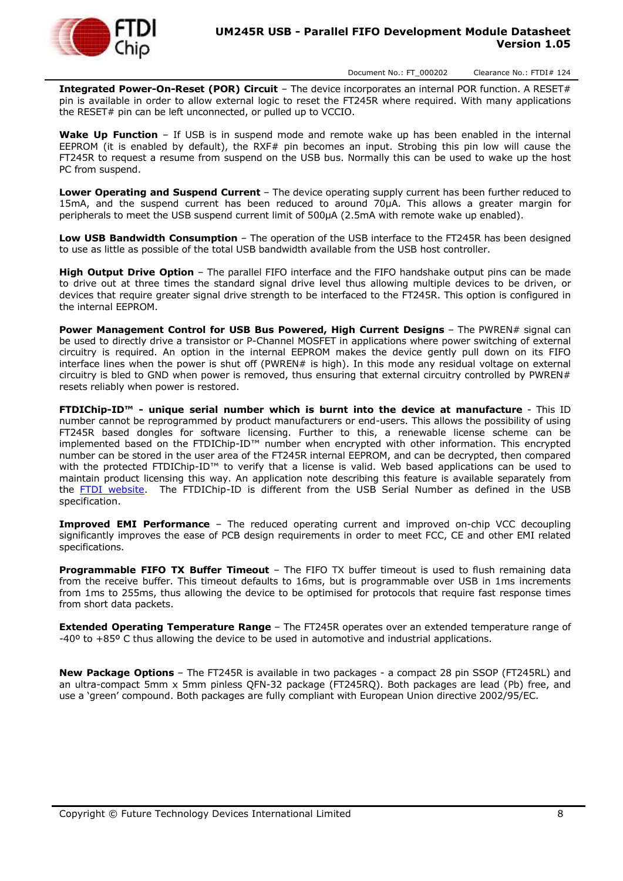**Integrated Power-On-Reset (POR) Circuit** – The device incorporates an internal POR function. A RESET# pin is available in order to allow external logic to reset the FT245R where required. With many applications the RESET# pin can be left unconnected, or pulled up to VCCIO.

**Wake Up Function** – If USB is in suspend mode and remote wake up has been enabled in the internal EEPROM (it is enabled by default), the RXF# pin becomes an input. Strobing this pin low will cause the FT245R to request a resume from suspend on the USB bus. Normally this can be used to wake up the host PC from suspend.

**Lower Operating and Suspend Current** – The device operating supply current has been further reduced to 15mA, and the suspend current has been reduced to around 70μA. This allows a greater margin for peripherals to meet the USB suspend current limit of 500μA (2.5mA with remote wake up enabled).

**Low USB Bandwidth Consumption** – The operation of the USB interface to the FT245R has been designed to use as little as possible of the total USB bandwidth available from the USB host controller.

**High Output Drive Option** – The parallel FIFO interface and the FIFO handshake output pins can be made to drive out at three times the standard signal drive level thus allowing multiple devices to be driven, or devices that require greater signal drive strength to be interfaced to the FT245R. This option is configured in the internal EEPROM.

**Power Management Control for USB Bus Powered, High Current Designs** – The PWREN# signal can be used to directly drive a transistor or P-Channel MOSFET in applications where power switching of external circuitry is required. An option in the internal EEPROM makes the device gently pull down on its FIFO interface lines when the power is shut off (PWREN# is high). In this mode any residual voltage on external circuitry is bled to GND when power is removed, thus ensuring that external circuitry controlled by PWREN# resets reliably when power is restored.

**FTDIChip-ID™ - unique serial number which is burnt into the device at manufacture** - This ID number cannot be reprogrammed by product manufacturers or end-users. This allows the possibility of using FT245R based dongles for software licensing. Further to this, a renewable license scheme can be implemented based on the FTDIChip-ID™ number when encrypted with other information. This encrypted number can be stored in the user area of the FT245R internal EEPROM, and can be decrypted, then compared with the protected FTDIChip-ID™ to verify that a license is valid. Web based applications can be used to maintain product licensing this way. An application note describing this feature is available separately from the [FTDI website](). The FTDIChip-ID is different from the USB Serial Number as defined in the USB specification.

**Improved EMI Performance** – The reduced operating current and improved on-chip VCC decoupling significantly improves the ease of PCB design requirements in order to meet FCC, CE and other EMI related specifications.

**Programmable FIFO TX Buffer Timeout** – The FIFO TX buffer timeout is used to flush remaining data from the receive buffer. This timeout defaults to 16ms, but is programmable over USB in 1ms increments from 1ms to 255ms, thus allowing the device to be optimised for protocols that require fast response times from short data packets.

**Extended Operating Temperature Range** – The FT245R operates over an extended temperature range of -40º to +85º C thus allowing the device to be used in automotive and industrial applications.

**New Package Options** – The FT245R is available in two packages - a compact 28 pin SSOP (FT245RL) and an ultra-compact 5mm x 5mm pinless QFN-32 package (FT245RQ). Both packages are lead (Pb) free, and use a 'green' compound. Both packages are fully compliant with European Union directive 2002/95/EC.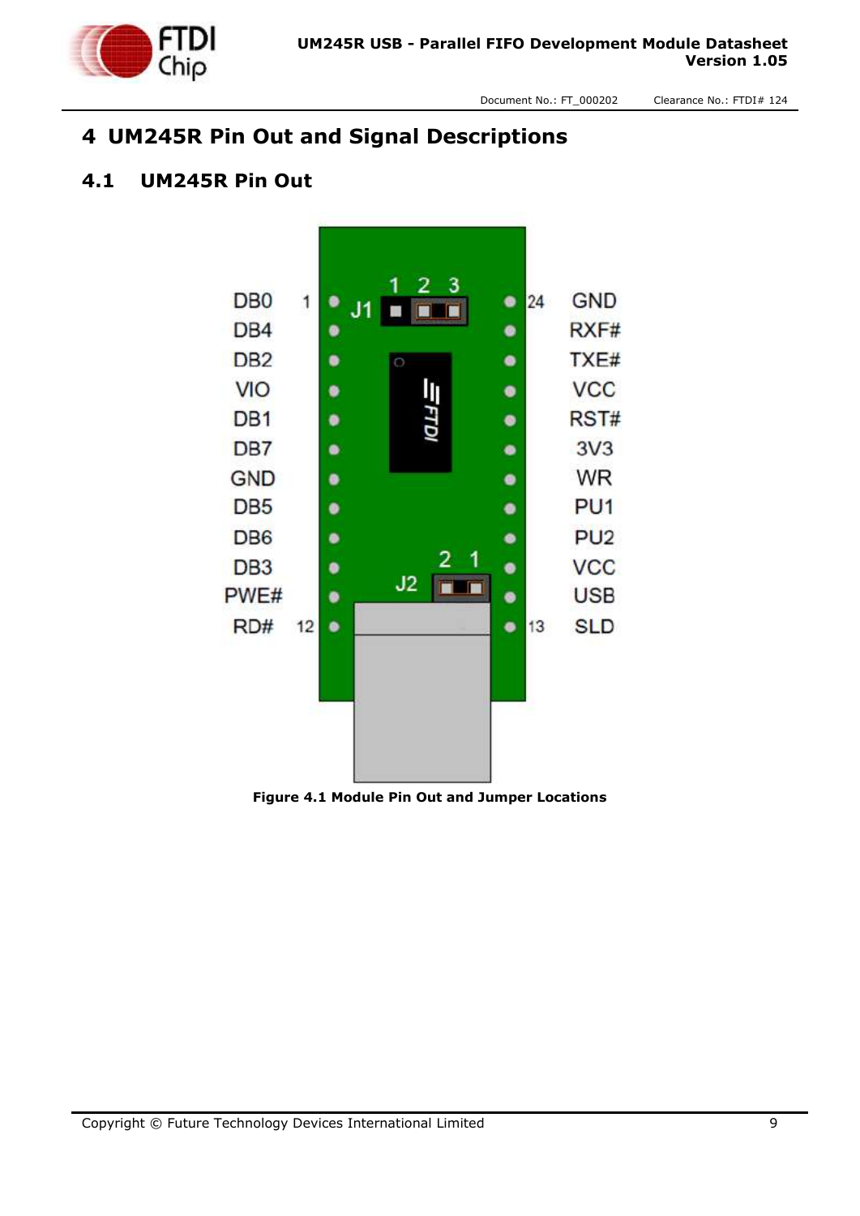# 4 UM245R Pin Out and Signal Descriptions

## 4.1 UM245R Pin Out

DB0 1, DB4, DB2, VIO, DB1, DB7, GND, DB5, DB6, DB3, PWE#, RD# 12

24 GND, RXF#, TXE#, VCC, RST#, 3V3, WR, PU1, PU2, VCC, USB, 13 SLD

J1 (1 2 3), J2 (2 1)

**Figure 4.1 Module Pin Out and Jumper Locations**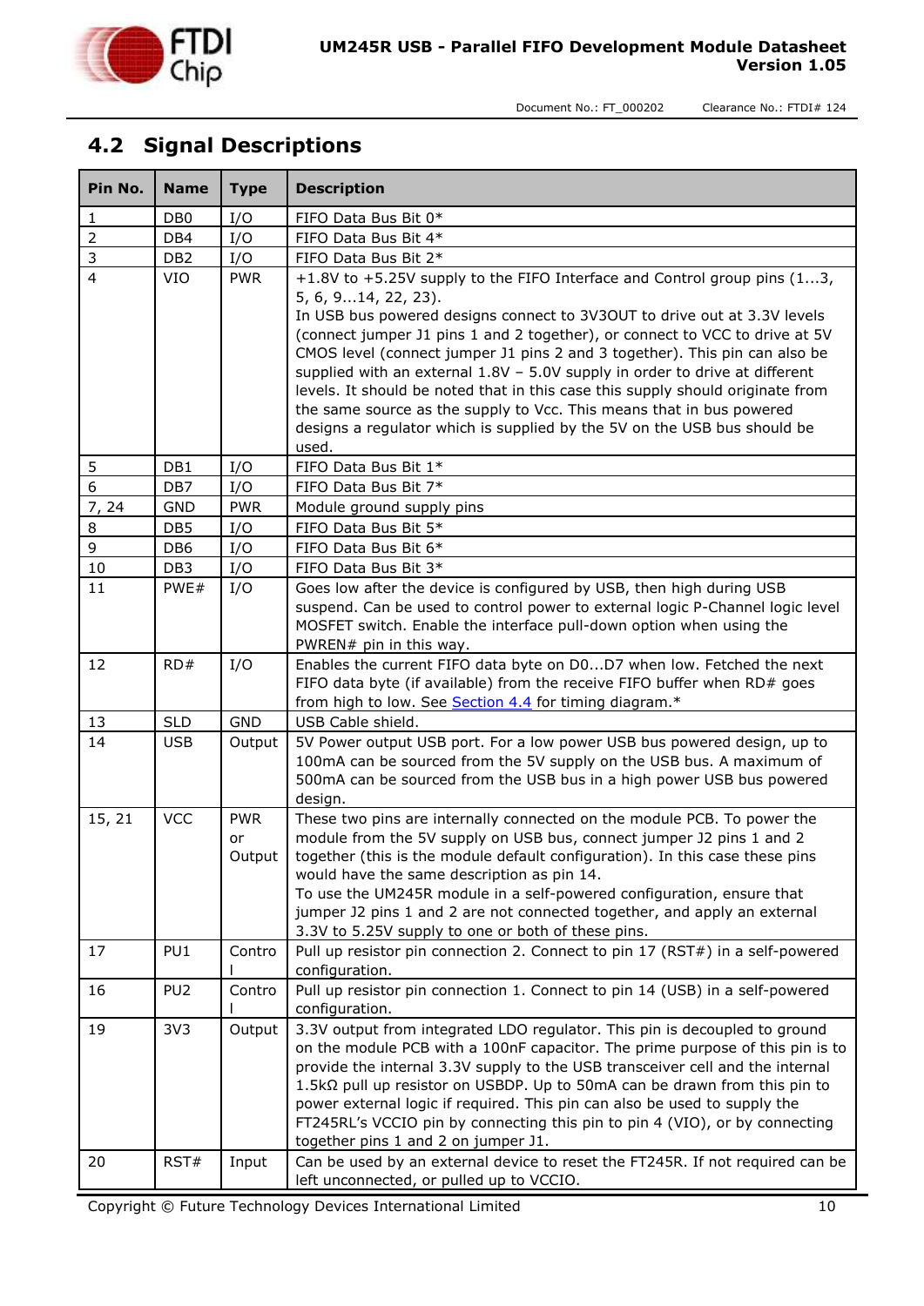## 4.2 Signal Descriptions

| Pin No. | Name | Type | Description |
|---|---|---|---|
| 1 | DB0 | I/O | FIFO Data Bus Bit 0* |
| 2 | DB4 | I/O | FIFO Data Bus Bit 4* |
| 3 | DB2 | I/O | FIFO Data Bus Bit 2* |
| 4 | VIO | PWR | +1.8V to +5.25V supply to the FIFO Interface and Control group pins (1...3, 5, 6, 9...14, 22, 23). In USB bus powered designs connect to 3V3OUT to drive out at 3.3V levels (connect jumper J1 pins 1 and 2 together), or connect to VCC to drive at 5V CMOS level (connect jumper J1 pins 2 and 3 together). This pin can also be supplied with an external 1.8V – 5.0V supply in order to drive at different levels. It should be noted that in this case this supply should originate from the same source as the supply to Vcc. This means that in bus powered designs a regulator which is supplied by the 5V on the USB bus should be used. |
| 5 | DB1 | I/O | FIFO Data Bus Bit 1* |
| 6 | DB7 | I/O | FIFO Data Bus Bit 7* |
| 7, 24 | GND | PWR | Module ground supply pins |
| 8 | DB5 | I/O | FIFO Data Bus Bit 5* |
| 9 | DB6 | I/O | FIFO Data Bus Bit 6* |
| 10 | DB3 | I/O | FIFO Data Bus Bit 3* |
| 11 | PWE# | I/O | Goes low after the device is configured by USB, then high during USB suspend. Can be used to control power to external logic P-Channel logic level MOSFET switch. Enable the interface pull-down option when using the PWREN# pin in this way. |
| 12 | RD# | I/O | Enables the current FIFO data byte on D0...D7 when low. Fetched the next FIFO data byte (if available) from the receive FIFO buffer when RD# goes from high to low. See Section 4.4 for timing diagram.* |
| 13 | SLD | GND | USB Cable shield. |
| 14 | USB | Output | 5V Power output USB port. For a low power USB bus powered design, up to 100mA can be sourced from the 5V supply on the USB bus. A maximum of 500mA can be sourced from the USB bus in a high power USB bus powered design. |
| 15, 21 | VCC | PWR or Output | These two pins are internally connected on the module PCB. To power the module from the 5V supply on USB bus, connect jumper J2 pins 1 and 2 together (this is the module default configuration). In this case these pins would have the same description as pin 14. To use the UM245R module in a self-powered configuration, ensure that jumper J2 pins 1 and 2 are not connected together, and apply an external 3.3V to 5.25V supply to one or both of these pins. |
| 17 | PU1 | Control | Pull up resistor pin connection 2. Connect to pin 17 (RST#) in a self-powered configuration. |
| 16 | PU2 | Control | Pull up resistor pin connection 1. Connect to pin 14 (USB) in a self-powered configuration. |
| 19 | 3V3 | Output | 3.3V output from integrated LDO regulator. This pin is decoupled to ground on the module PCB with a 100nF capacitor. The prime purpose of this pin is to provide the internal 3.3V supply to the USB transceiver cell and the internal 1.5kΩ pull up resistor on USBDP. Up to 50mA can be drawn from this pin to power external logic if required. This pin can also be used to supply the FT245RL's VCCIO pin by connecting this pin to pin 4 (VIO), or by connecting together pins 1 and 2 on jumper J1. |
| 20 | RST# | Input | Can be used by an external device to reset the FT245R. If not required can be left unconnected, or pulled up to VCCIO. |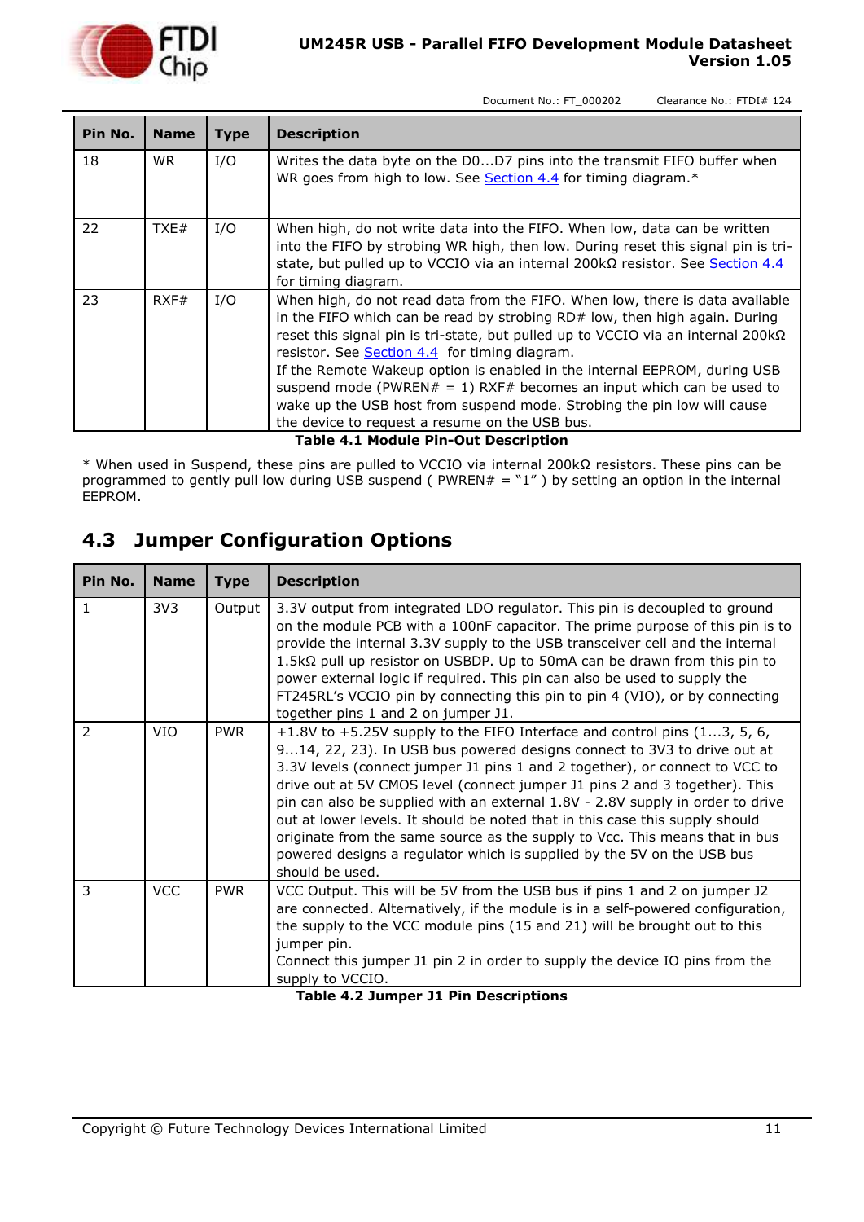| Pin No. | Name | Type | Description |
|---|---|---|---|
| 18 | WR | I/O | Writes the data byte on the D0...D7 pins into the transmit FIFO buffer when WR goes from high to low. See Section 4.4 for timing diagram.* |
| 22 | TXE# | I/O | When high, do not write data into the FIFO. When low, data can be written into the FIFO by strobing WR high, then low. During reset this signal pin is tri-state, but pulled up to VCCIO via an internal 200kΩ resistor. See Section 4.4 for timing diagram. |
| 23 | RXF# | I/O | When high, do not read data from the FIFO. When low, there is data available in the FIFO which can be read by strobing RD# low, then high again. During reset this signal pin is tri-state, but pulled up to VCCIO via an internal 200kΩ resistor. See Section 4.4 for timing diagram. If the Remote Wakeup option is enabled in the internal EEPROM, during USB suspend mode (PWREN# = 1) RXF# becomes an input which can be used to wake up the USB host from suspend mode. Strobing the pin low will cause the device to request a resume on the USB bus. |

**Table 4.1 Module Pin-Out Description**

* When used in Suspend, these pins are pulled to VCCIO via internal 200kΩ resistors. These pins can be programmed to gently pull low during USB suspend ( PWREN# = "1" ) by setting an option in the internal EEPROM.

## 4.3 Jumper Configuration Options

| Pin No. | Name | Type | Description |
|---|---|---|---|
| 1 | 3V3 | Output | 3.3V output from integrated LDO regulator. This pin is decoupled to ground on the module PCB with a 100nF capacitor. The prime purpose of this pin is to provide the internal 3.3V supply to the USB transceiver cell and the internal 1.5kΩ pull up resistor on USBDP. Up to 50mA can be drawn from this pin to power external logic if required. This pin can also be used to supply the FT245RL's VCCIO pin by connecting this pin to pin 4 (VIO), or by connecting together pins 1 and 2 on jumper J1. |
| 2 | VIO | PWR | +1.8V to +5.25V supply to the FIFO Interface and control pins (1...3, 5, 6, 9...14, 22, 23). In USB bus powered designs connect to 3V3 to drive out at 3.3V levels (connect jumper J1 pins 1 and 2 together), or connect to VCC to drive out at 5V CMOS level (connect jumper J1 pins 2 and 3 together). This pin can also be supplied with an external 1.8V - 2.8V supply in order to drive out at lower levels. It should be noted that in this case this supply should originate from the same source as the supply to Vcc. This means that in bus powered designs a regulator which is supplied by the 5V on the USB bus should be used. |
| 3 | VCC | PWR | VCC Output. This will be 5V from the USB bus if pins 1 and 2 on jumper J2 are connected. Alternatively, if the module is in a self-powered configuration, the supply to the VCC module pins (15 and 21) will be brought out to this jumper pin. Connect this jumper J1 pin 2 in order to supply the device IO pins from the supply to VCCIO. |

**Table 4.2 Jumper J1 Pin Descriptions**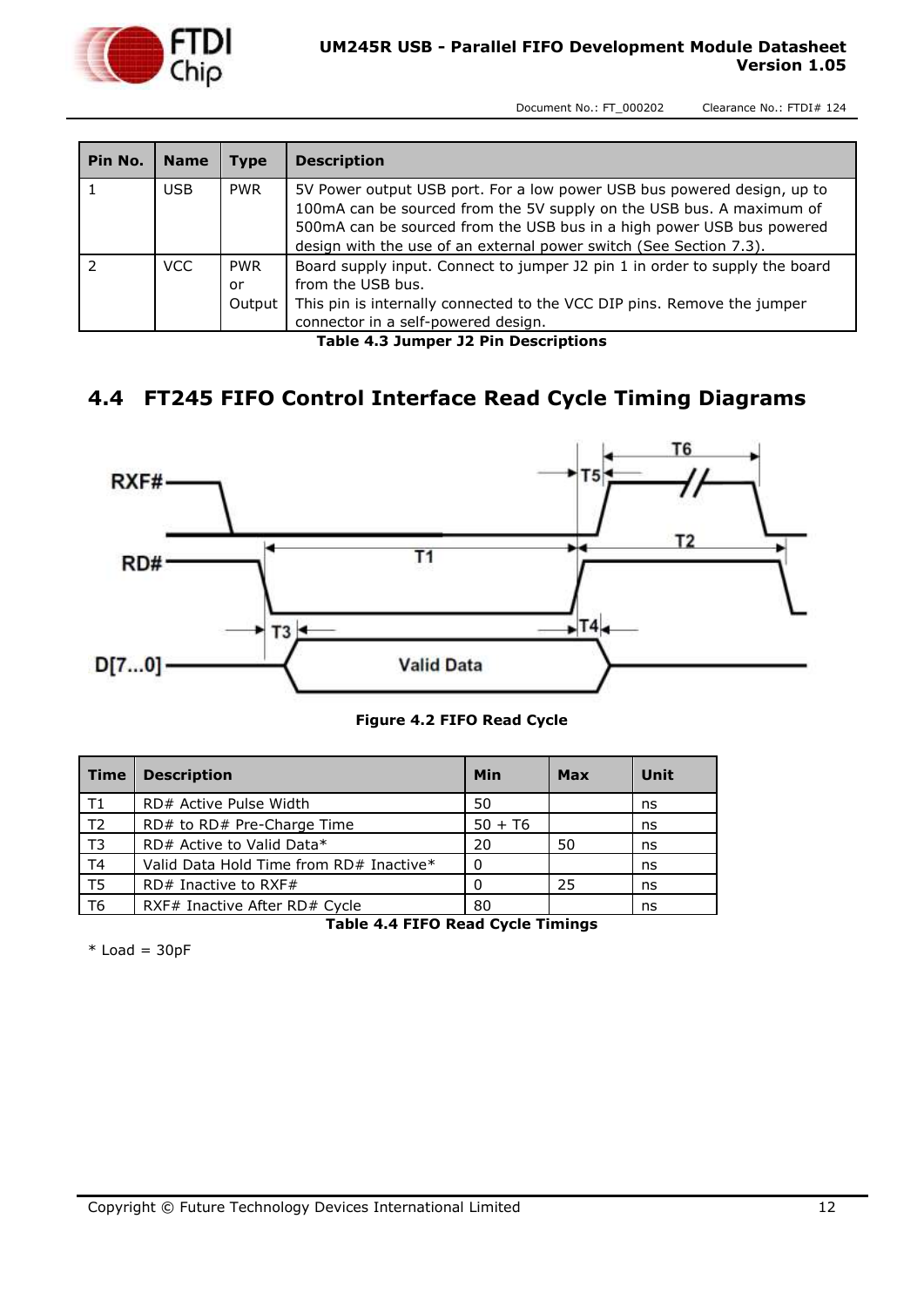| Pin No. | Name | Type | Description |
|---|---|---|---|
| 1 | USB | PWR | 5V Power output USB port. For a low power USB bus powered design, up to 100mA can be sourced from the 5V supply on the USB bus. A maximum of 500mA can be sourced from the USB bus in a high power USB bus powered design with the use of an external power switch (See Section 7.3). |
| 2 | VCC | PWR or Output | Board supply input. Connect to jumper J2 pin 1 in order to supply the board from the USB bus. This pin is internally connected to the VCC DIP pins. Remove the jumper connector in a self-powered design. |

**Table 4.3 Jumper J2 Pin Descriptions**

## 4.4 FT245 FIFO Control Interface Read Cycle Timing Diagrams

**Figure 4.2 FIFO Read Cycle**

| Time | Description | Min | Max | Unit |
|---|---|---|---|---|
| T1 | RD# Active Pulse Width | 50 | | ns |
| T2 | RD# to RD# Pre-Charge Time | 50 + T6 | | ns |
| T3 | RD# Active to Valid Data* | 20 | 50 | ns |
| T4 | Valid Data Hold Time from RD# Inactive* | 0 | | ns |
| T5 | RD# Inactive to RXF# | 0 | 25 | ns |
| T6 | RXF# Inactive After RD# Cycle | 80 | | ns |

**Table 4.4 FIFO Read Cycle Timings**

* Load = 30pF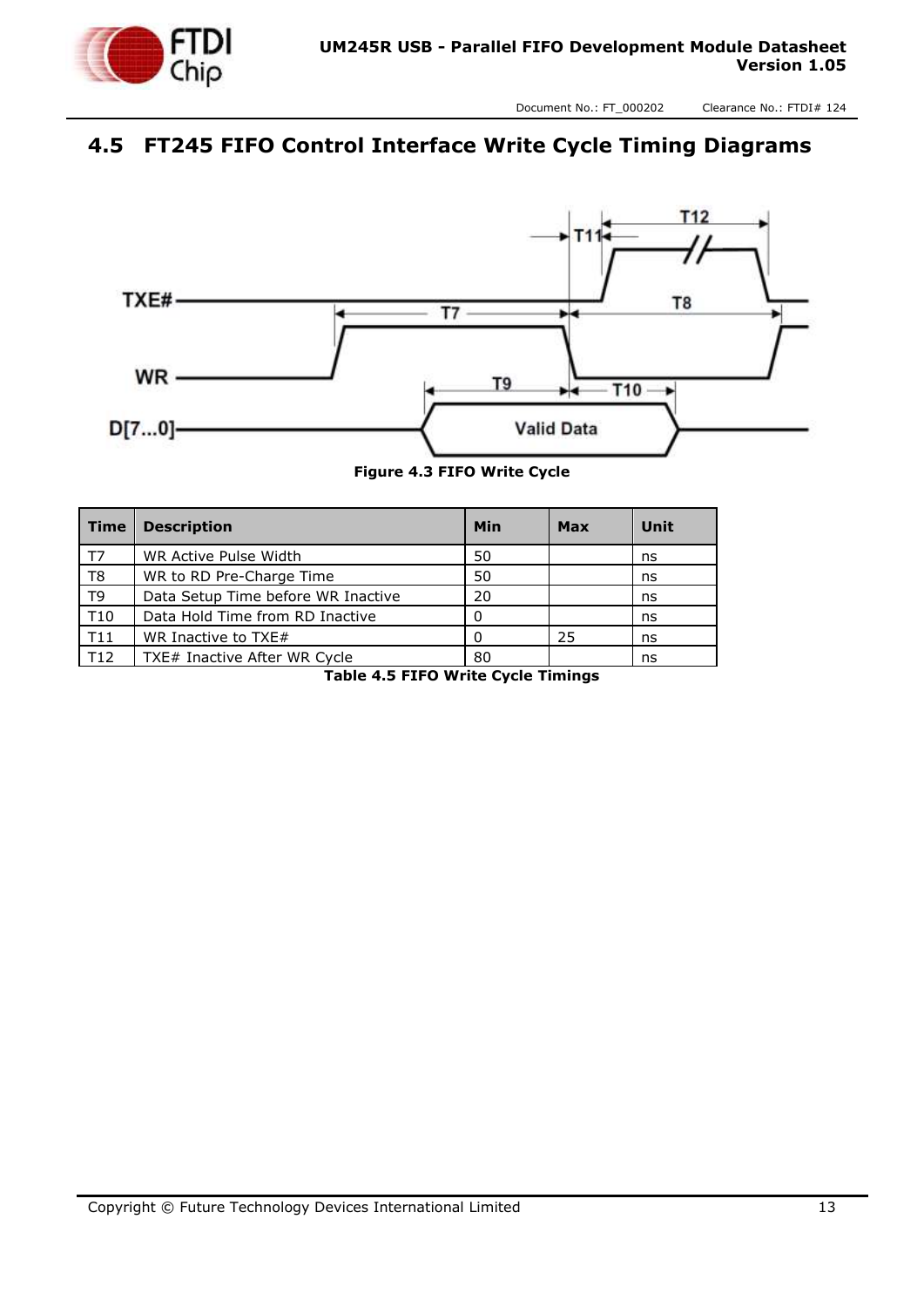## 4.5 FT245 FIFO Control Interface Write Cycle Timing Diagrams

**Figure 4.3 FIFO Write Cycle**

| Time | Description | Min | Max | Unit |
|---|---|---|---|---|
| T7 | WR Active Pulse Width | 50 | | ns |
| T8 | WR to RD Pre-Charge Time | 50 | | ns |
| T9 | Data Setup Time before WR Inactive | 20 | | ns |
| T10 | Data Hold Time from RD Inactive | 0 | | ns |
| T11 | WR Inactive to TXE# | 0 | 25 | ns |
| T12 | TXE# Inactive After WR Cycle | 80 | | ns |

**Table 4.5 FIFO Write Cycle Timings**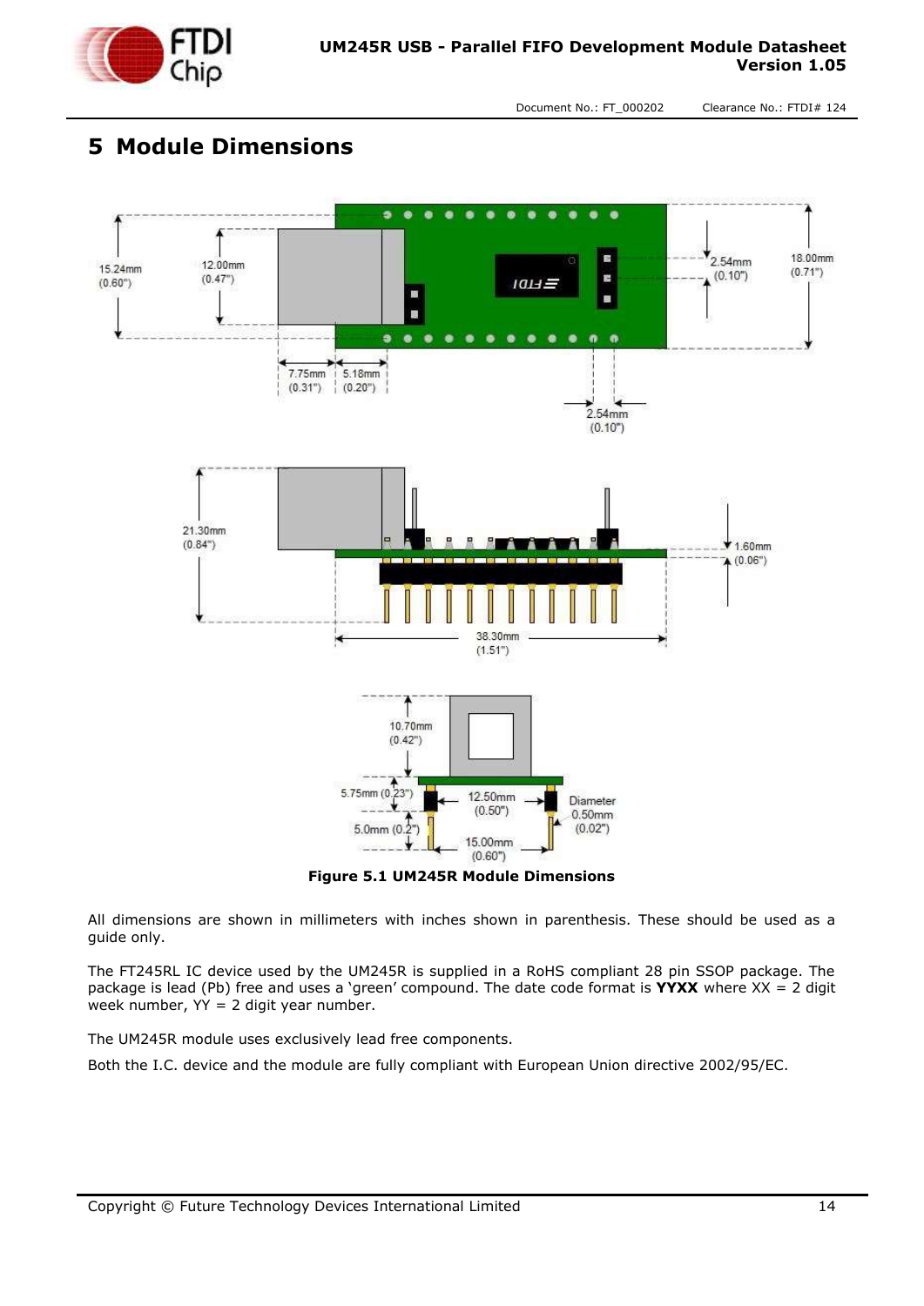# 5 Module Dimensions

Figure 5.1 UM245R Module Dimensions

All dimensions are shown in millimeters with inches shown in parenthesis. These should be used as a guide only.

The FT245RL IC device used by the UM245R is supplied in a RoHS compliant 28 pin SSOP package. The package is lead (Pb) free and uses a 'green' compound. The date code format is **YYXX** where XX = 2 digit week number, YY = 2 digit year number.

The UM245R module uses exclusively lead free components.

Both the I.C. device and the module are fully compliant with European Union directive 2002/95/EC.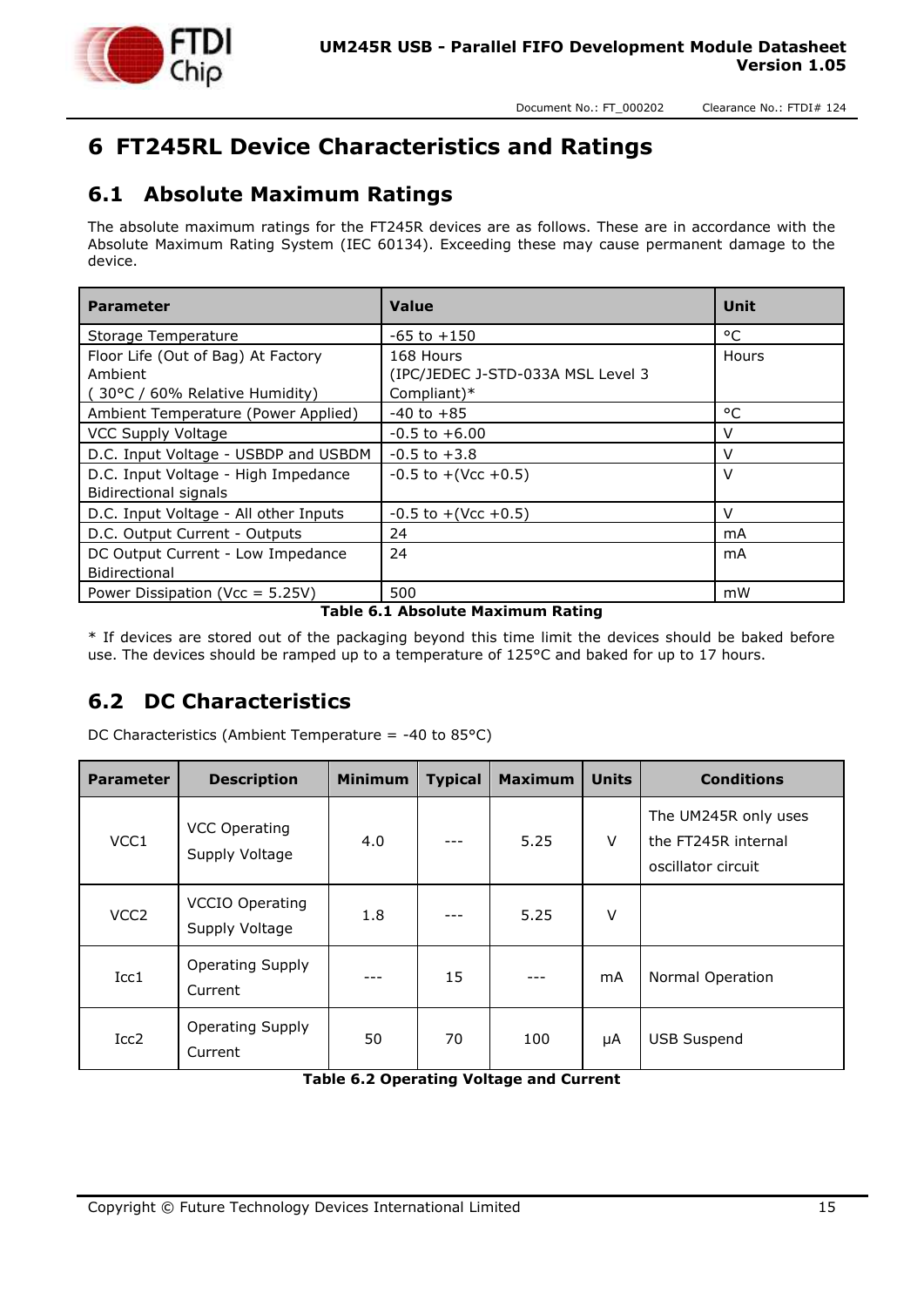# 6 FT245RL Device Characteristics and Ratings

## 6.1 Absolute Maximum Ratings

The absolute maximum ratings for the FT245R devices are as follows. These are in accordance with the Absolute Maximum Rating System (IEC 60134). Exceeding these may cause permanent damage to the device.

| Parameter | Value | Unit |
|---|---|---|
| Storage Temperature | -65 to +150 | °C |
| Floor Life (Out of Bag) At Factory Ambient ( 30°C / 60% Relative Humidity) | 168 Hours (IPC/JEDEC J-STD-033A MSL Level 3 Compliant)* | Hours |
| Ambient Temperature (Power Applied) | -40 to +85 | °C |
| VCC Supply Voltage | -0.5 to +6.00 | V |
| D.C. Input Voltage - USBDP and USBDM | -0.5 to +3.8 | V |
| D.C. Input Voltage - High Impedance Bidirectional signals | -0.5 to +(Vcc +0.5) | V |
| D.C. Input Voltage - All other Inputs | -0.5 to +(Vcc +0.5) | V |
| D.C. Output Current - Outputs | 24 | mA |
| DC Output Current - Low Impedance Bidirectional | 24 | mA |
| Power Dissipation (Vcc = 5.25V) | 500 | mW |

**Table 6.1 Absolute Maximum Rating**

* If devices are stored out of the packaging beyond this time limit the devices should be baked before use. The devices should be ramped up to a temperature of 125°C and baked for up to 17 hours.

## 6.2 DC Characteristics

DC Characteristics (Ambient Temperature = -40 to 85°C)

| Parameter | Description | Minimum | Typical | Maximum | Units | Conditions |
|---|---|---|---|---|---|---|
| VCC1 | VCC Operating Supply Voltage | 4.0 | --- | 5.25 | V | The UM245R only uses the FT245R internal oscillator circuit |
| VCC2 | VCCIO Operating Supply Voltage | 1.8 | --- | 5.25 | V | |
| Icc1 | Operating Supply Current | --- | 15 | --- | mA | Normal Operation |
| Icc2 | Operating Supply Current | 50 | 70 | 100 | μA | USB Suspend |

**Table 6.2 Operating Voltage and Current**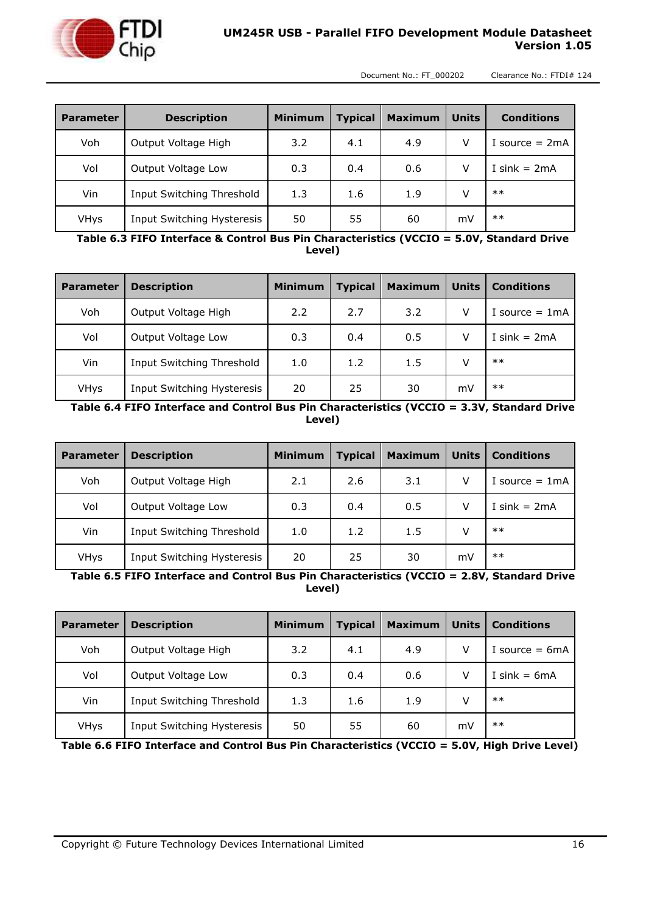| Parameter | Description | Minimum | Typical | Maximum | Units | Conditions |
|---|---|---|---|---|---|---|
| Voh | Output Voltage High | 3.2 | 4.1 | 4.9 | V | I source = 2mA |
| Vol | Output Voltage Low | 0.3 | 0.4 | 0.6 | V | I sink = 2mA |
| Vin | Input Switching Threshold | 1.3 | 1.6 | 1.9 | V | ** |
| VHys | Input Switching Hysteresis | 50 | 55 | 60 | mV | ** |

**Table 6.3 FIFO Interface & Control Bus Pin Characteristics (VCCIO = 5.0V, Standard Drive Level)**

| Parameter | Description | Minimum | Typical | Maximum | Units | Conditions |
|---|---|---|---|---|---|---|
| Voh | Output Voltage High | 2.2 | 2.7 | 3.2 | V | I source = 1mA |
| Vol | Output Voltage Low | 0.3 | 0.4 | 0.5 | V | I sink = 2mA |
| Vin | Input Switching Threshold | 1.0 | 1.2 | 1.5 | V | ** |
| VHys | Input Switching Hysteresis | 20 | 25 | 30 | mV | ** |

**Table 6.4 FIFO Interface and Control Bus Pin Characteristics (VCCIO = 3.3V, Standard Drive Level)**

| Parameter | Description | Minimum | Typical | Maximum | Units | Conditions |
|---|---|---|---|---|---|---|
| Voh | Output Voltage High | 2.1 | 2.6 | 3.1 | V | I source = 1mA |
| Vol | Output Voltage Low | 0.3 | 0.4 | 0.5 | V | I sink = 2mA |
| Vin | Input Switching Threshold | 1.0 | 1.2 | 1.5 | V | ** |
| VHys | Input Switching Hysteresis | 20 | 25 | 30 | mV | ** |

**Table 6.5 FIFO Interface and Control Bus Pin Characteristics (VCCIO = 2.8V, Standard Drive Level)**

| Parameter | Description | Minimum | Typical | Maximum | Units | Conditions |
|---|---|---|---|---|---|---|
| Voh | Output Voltage High | 3.2 | 4.1 | 4.9 | V | I source = 6mA |
| Vol | Output Voltage Low | 0.3 | 0.4 | 0.6 | V | I sink = 6mA |
| Vin | Input Switching Threshold | 1.3 | 1.6 | 1.9 | V | ** |
| VHys | Input Switching Hysteresis | 50 | 55 | 60 | mV | ** |

**Table 6.6 FIFO Interface and Control Bus Pin Characteristics (VCCIO = 5.0V, High Drive Level)**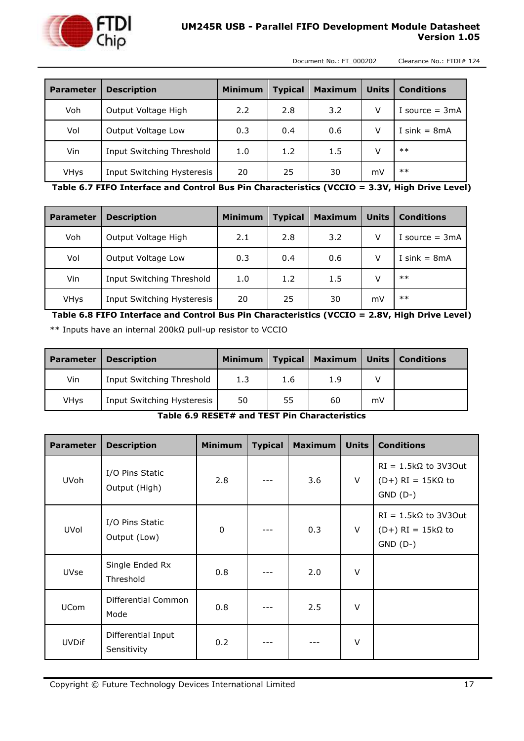| Parameter | Description | Minimum | Typical | Maximum | Units | Conditions |
|---|---|---|---|---|---|---|
| Voh | Output Voltage High | 2.2 | 2.8 | 3.2 | V | I source = 3mA |
| Vol | Output Voltage Low | 0.3 | 0.4 | 0.6 | V | I sink = 8mA |
| Vin | Input Switching Threshold | 1.0 | 1.2 | 1.5 | V | ** |
| VHys | Input Switching Hysteresis | 20 | 25 | 30 | mV | ** |

**Table 6.7 FIFO Interface and Control Bus Pin Characteristics (VCCIO = 3.3V, High Drive Level)**

| Parameter | Description | Minimum | Typical | Maximum | Units | Conditions |
|---|---|---|---|---|---|---|
| Voh | Output Voltage High | 2.1 | 2.8 | 3.2 | V | I source = 3mA |
| Vol | Output Voltage Low | 0.3 | 0.4 | 0.6 | V | I sink = 8mA |
| Vin | Input Switching Threshold | 1.0 | 1.2 | 1.5 | V | ** |
| VHys | Input Switching Hysteresis | 20 | 25 | 30 | mV | ** |

**Table 6.8 FIFO Interface and Control Bus Pin Characteristics (VCCIO = 2.8V, High Drive Level)**

** Inputs have an internal 200kΩ pull-up resistor to VCCIO

| Parameter | Description | Minimum | Typical | Maximum | Units | Conditions |
|---|---|---|---|---|---|---|
| Vin | Input Switching Threshold | 1.3 | 1.6 | 1.9 | V | |
| VHys | Input Switching Hysteresis | 50 | 55 | 60 | mV | |

**Table 6.9 RESET# and TEST Pin Characteristics**

| Parameter | Description | Minimum | Typical | Maximum | Units | Conditions |
|---|---|---|---|---|---|---|
| UVoh | I/O Pins Static Output (High) | 2.8 | --- | 3.6 | V | RI = 1.5kΩ to 3V3Out (D+) RI = 15KΩ to GND (D-) |
| UVol | I/O Pins Static Output (Low) | 0 | --- | 0.3 | V | RI = 1.5kΩ to 3V3Out (D+) RI = 15kΩ to GND (D-) |
| UVse | Single Ended Rx Threshold | 0.8 | --- | 2.0 | V | |
| UCom | Differential Common Mode | 0.8 | --- | 2.5 | V | |
| UVDif | Differential Input Sensitivity | 0.2 | --- | --- | V | |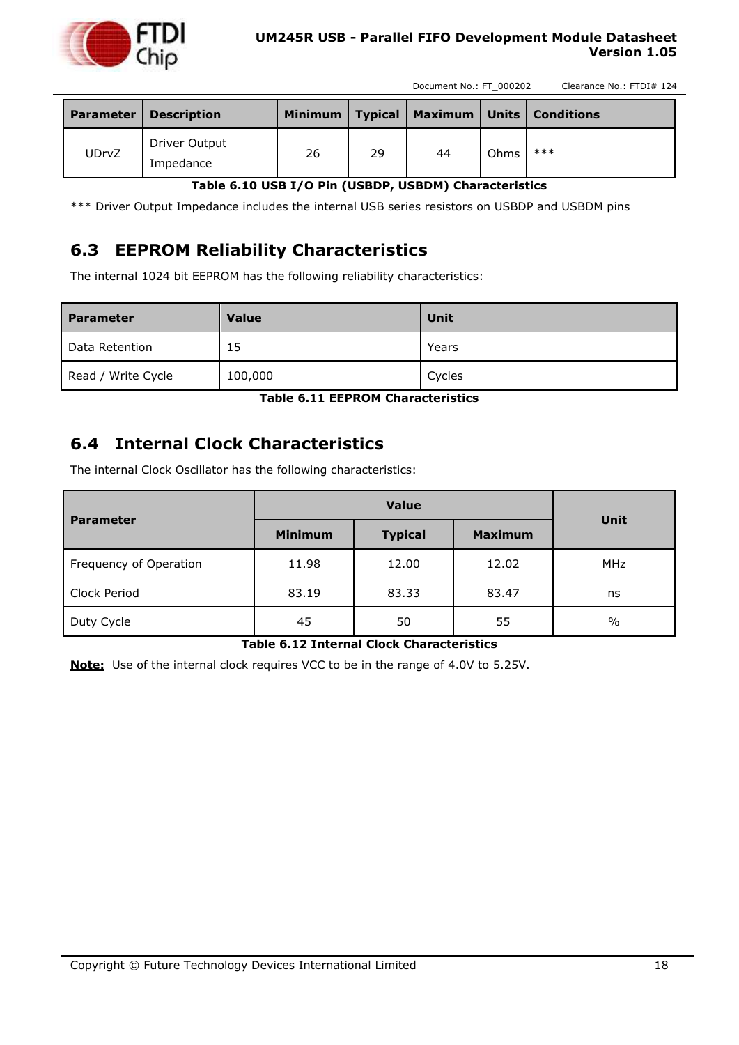| Parameter | Description | Minimum | Typical | Maximum | Units | Conditions |
|---|---|---|---|---|---|---|
| UDrvZ | Driver Output Impedance | 26 | 29 | 44 | Ohms | *** |

**Table 6.10 USB I/O Pin (USBDP, USBDM) Characteristics**

*** Driver Output Impedance includes the internal USB series resistors on USBDP and USBDM pins

## 6.3 EEPROM Reliability Characteristics

The internal 1024 bit EEPROM has the following reliability characteristics:

| Parameter | Value | Unit |
|---|---|---|
| Data Retention | 15 | Years |
| Read / Write Cycle | 100,000 | Cycles |

**Table 6.11 EEPROM Characteristics**

## 6.4 Internal Clock Characteristics

The internal Clock Oscillator has the following characteristics:

| Parameter | Value | | | Unit |
|---|---|---|---|---|
| | Minimum | Typical | Maximum | |
| Frequency of Operation | 11.98 | 12.00 | 12.02 | MHz |
| Clock Period | 83.19 | 83.33 | 83.47 | ns |
| Duty Cycle | 45 | 50 | 55 | % |

**Table 6.12 Internal Clock Characteristics**

**Note:** Use of the internal clock requires VCC to be in the range of 4.0V to 5.25V.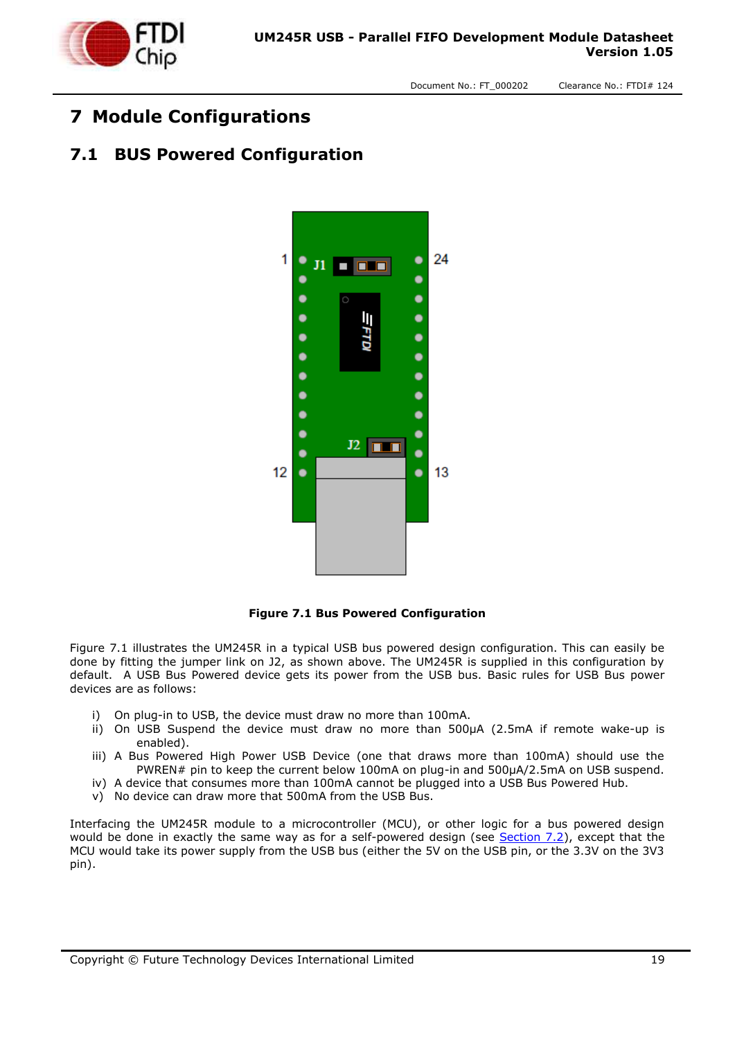# 7 Module Configurations

## 7.1 BUS Powered Configuration

Figure 7.1 Bus Powered Configuration

Figure 7.1 illustrates the UM245R in a typical USB bus powered design configuration. This can easily be done by fitting the jumper link on J2, as shown above. The UM245R is supplied in this configuration by default. A USB Bus Powered device gets its power from the USB bus. Basic rules for USB Bus power devices are as follows:

i) On plug-in to USB, the device must draw no more than 100mA.
ii) On USB Suspend the device must draw no more than 500μA (2.5mA if remote wake-up is enabled).
iii) A Bus Powered High Power USB Device (one that draws more than 100mA) should use the PWREN# pin to keep the current below 100mA on plug-in and 500μA/2.5mA on USB suspend.
iv) A device that consumes more than 100mA cannot be plugged into a USB Bus Powered Hub.
v) No device can draw more that 500mA from the USB Bus.

Interfacing the UM245R module to a microcontroller (MCU), or other logic for a bus powered design would be done in exactly the same way as for a self-powered design (see Section 7.2), except that the MCU would take its power supply from the USB bus (either the 5V on the USB pin, or the 3.3V on the 3V3 pin).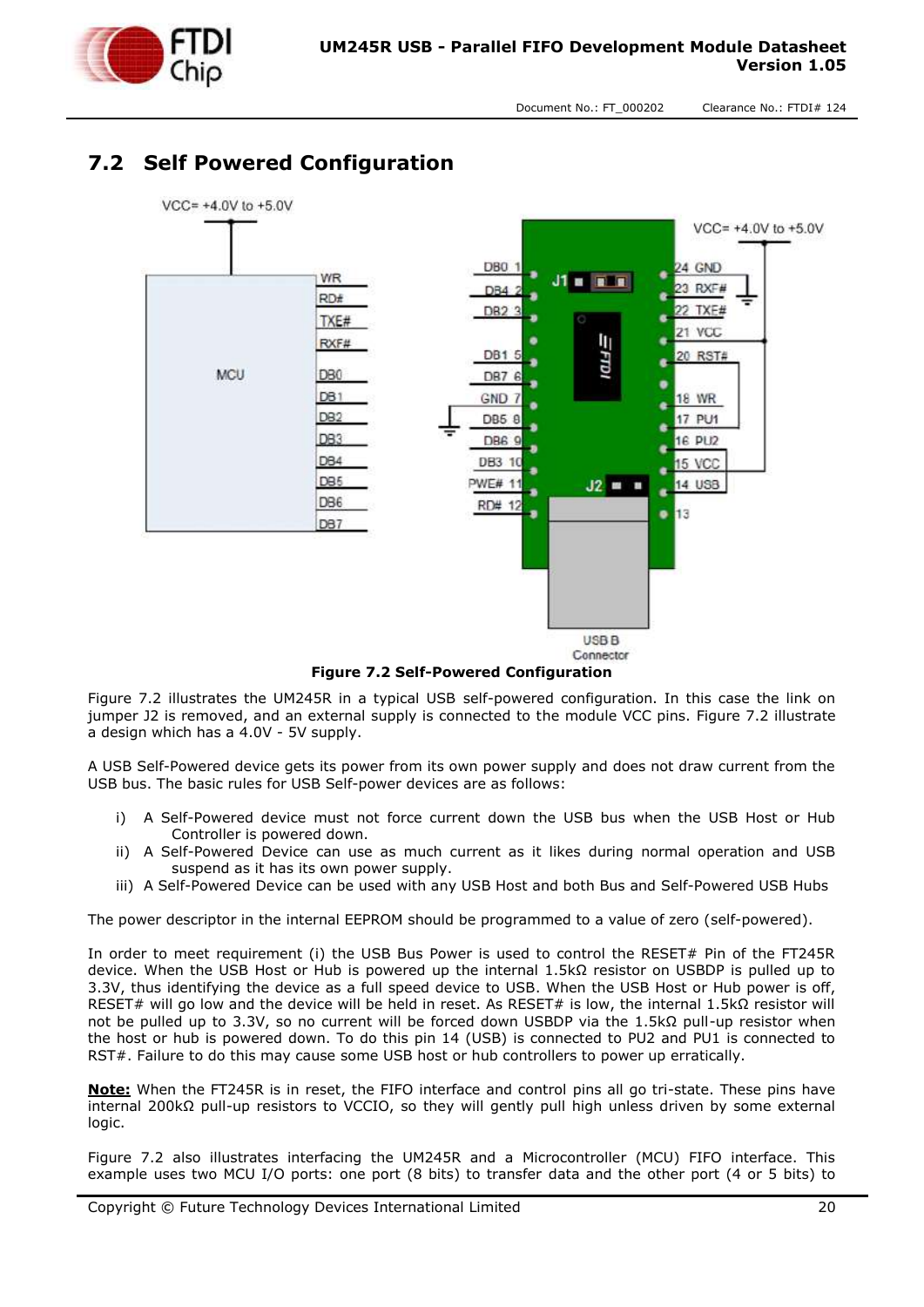## 7.2 Self Powered Configuration

Figure 7.2 Self-Powered Configuration

Figure 7.2 illustrates the UM245R in a typical USB self-powered configuration. In this case the link on jumper J2 is removed, and an external supply is connected to the module VCC pins. Figure 7.2 illustrate a design which has a 4.0V - 5V supply.

A USB Self-Powered device gets its power from its own power supply and does not draw current from the USB bus. The basic rules for USB Self-power devices are as follows:

i) A Self-Powered device must not force current down the USB bus when the USB Host or Hub Controller is powered down.
ii) A Self-Powered Device can use as much current as it likes during normal operation and USB suspend as it has its own power supply.
iii) A Self-Powered Device can be used with any USB Host and both Bus and Self-Powered USB Hubs

The power descriptor in the internal EEPROM should be programmed to a value of zero (self-powered).

In order to meet requirement (i) the USB Bus Power is used to control the RESET# Pin of the FT245R device. When the USB Host or Hub is powered up the internal 1.5kΩ resistor on USBDP is pulled up to 3.3V, thus identifying the device as a full speed device to USB. When the USB Host or Hub power is off, RESET# will go low and the device will be held in reset. As RESET# is low, the internal 1.5kΩ resistor will not be pulled up to 3.3V, so no current will be forced down USBDP via the 1.5kΩ pull-up resistor when the host or hub is powered down. To do this pin 14 (USB) is connected to PU2 and PU1 is connected to RST#. Failure to do this may cause some USB host or hub controllers to power up erratically.

**Note:** When the FT245R is in reset, the FIFO interface and control pins all go tri-state. These pins have internal 200kΩ pull-up resistors to VCCIO, so they will gently pull high unless driven by some external logic.

Figure 7.2 also illustrates interfacing the UM245R and a Microcontroller (MCU) FIFO interface. This example uses two MCU I/O ports: one port (8 bits) to transfer data and the other port (4 or 5 bits) to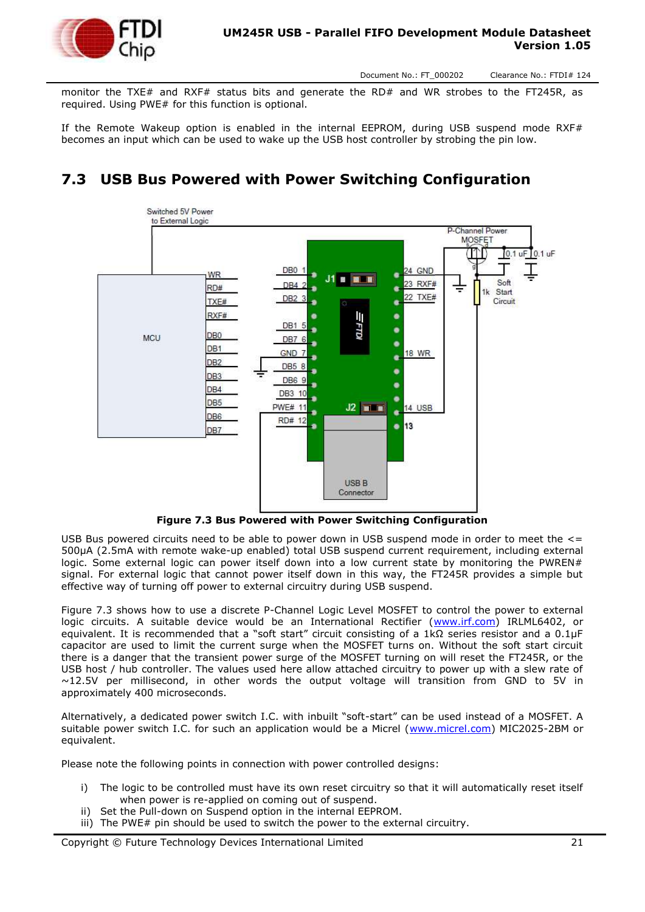monitor the TXE# and RXF# status bits and generate the RD# and WR strobes to the FT245R, as required. Using PWE# for this function is optional.

If the Remote Wakeup option is enabled in the internal EEPROM, during USB suspend mode RXF# becomes an input which can be used to wake up the USB host controller by strobing the pin low.

## 7.3 USB Bus Powered with Power Switching Configuration

**Figure 7.3 Bus Powered with Power Switching Configuration**

USB Bus powered circuits need to be able to power down in USB suspend mode in order to meet the <= 500μA (2.5mA with remote wake-up enabled) total USB suspend current requirement, including external logic. Some external logic can power itself down into a low current state by monitoring the PWREN# signal. For external logic that cannot power itself down in this way, the FT245R provides a simple but effective way of turning off power to external circuitry during USB suspend.

Figure 7.3 shows how to use a discrete P-Channel Logic Level MOSFET to control the power to external logic circuits. A suitable device would be an International Rectifier (www.irf.com) IRLML6402, or equivalent. It is recommended that a "soft start" circuit consisting of a 1kΩ series resistor and a 0.1μF capacitor are used to limit the current surge when the MOSFET turns on. Without the soft start circuit there is a danger that the transient power surge of the MOSFET turning on will reset the FT245R, or the USB host / hub controller. The values used here allow attached circuitry to power up with a slew rate of ~12.5V per millisecond, in other words the output voltage will transition from GND to 5V in approximately 400 microseconds.

Alternatively, a dedicated power switch I.C. with inbuilt "soft-start" can be used instead of a MOSFET. A suitable power switch I.C. for such an application would be a Micrel (www.micrel.com) MIC2025-2BM or equivalent.

Please note the following points in connection with power controlled designs:

i) The logic to be controlled must have its own reset circuitry so that it will automatically reset itself when power is re-applied on coming out of suspend.
ii) Set the Pull-down on Suspend option in the internal EEPROM.
iii) The PWE# pin should be used to switch the power to the external circuitry.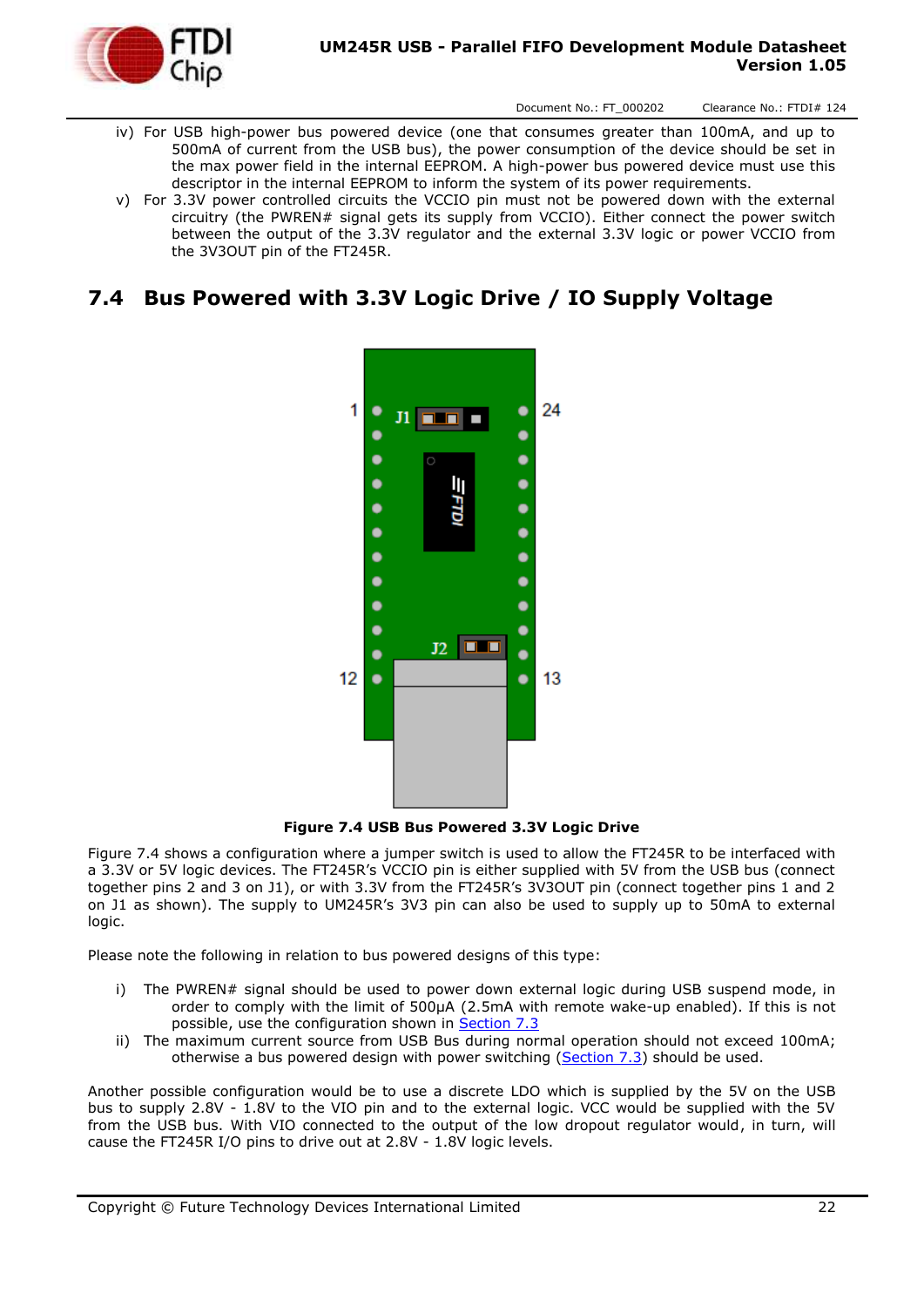iv) For USB high-power bus powered device (one that consumes greater than 100mA, and up to 500mA of current from the USB bus), the power consumption of the device should be set in the max power field in the internal EEPROM. A high-power bus powered device must use this descriptor in the internal EEPROM to inform the system of its power requirements.

v) For 3.3V power controlled circuits the VCCIO pin must not be powered down with the external circuitry (the PWREN# signal gets its supply from VCCIO). Either connect the power switch between the output of the 3.3V regulator and the external 3.3V logic or power VCCIO from the 3V3OUT pin of the FT245R.

## 7.4 Bus Powered with 3.3V Logic Drive / IO Supply Voltage

**Figure 7.4 USB Bus Powered 3.3V Logic Drive**

Figure 7.4 shows a configuration where a jumper switch is used to allow the FT245R to be interfaced with a 3.3V or 5V logic devices. The FT245R's VCCIO pin is either supplied with 5V from the USB bus (connect together pins 2 and 3 on J1), or with 3.3V from the FT245R's 3V3OUT pin (connect together pins 1 and 2 on J1 as shown). The supply to UM245R's 3V3 pin can also be used to supply up to 50mA to external logic.

Please note the following in relation to bus powered designs of this type:

i) The PWREN# signal should be used to power down external logic during USB suspend mode, in order to comply with the limit of 500μA (2.5mA with remote wake-up enabled). If this is not possible, use the configuration shown in Section 7.3

ii) The maximum current source from USB Bus during normal operation should not exceed 100mA; otherwise a bus powered design with power switching (Section 7.3) should be used.

Another possible configuration would be to use a discrete LDO which is supplied by the 5V on the USB bus to supply 2.8V - 1.8V to the VIO pin and to the external logic. VCC would be supplied with the 5V from the USB bus. With VIO connected to the output of the low dropout regulator would, in turn, will cause the FT245R I/O pins to drive out at 2.8V - 1.8V logic levels.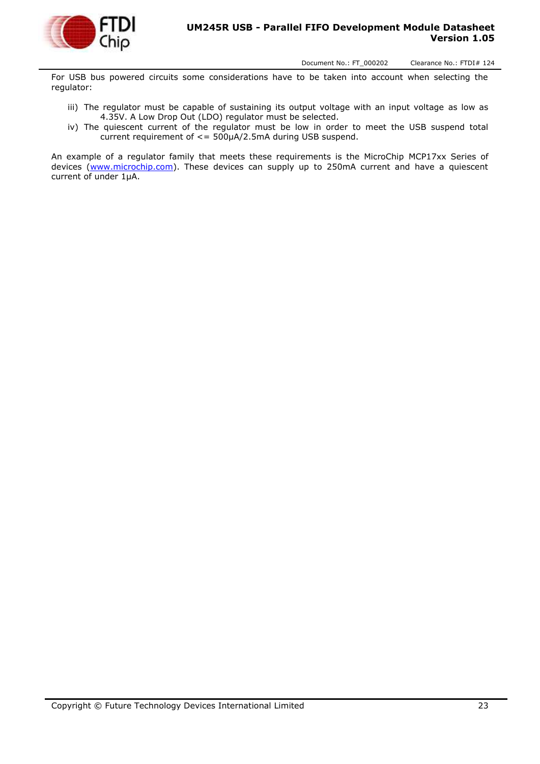For USB bus powered circuits some considerations have to be taken into account when selecting the regulator:

iii) The regulator must be capable of sustaining its output voltage with an input voltage as low as 4.35V. A Low Drop Out (LDO) regulator must be selected.

iv) The quiescent current of the regulator must be low in order to meet the USB suspend total current requirement of <= 500µA/2.5mA during USB suspend.

An example of a regulator family that meets these requirements is the MicroChip MCP17xx Series of devices ([www.microchip.com](http://www.microchip.com)). These devices can supply up to 250mA current and have a quiescent current of under 1µA.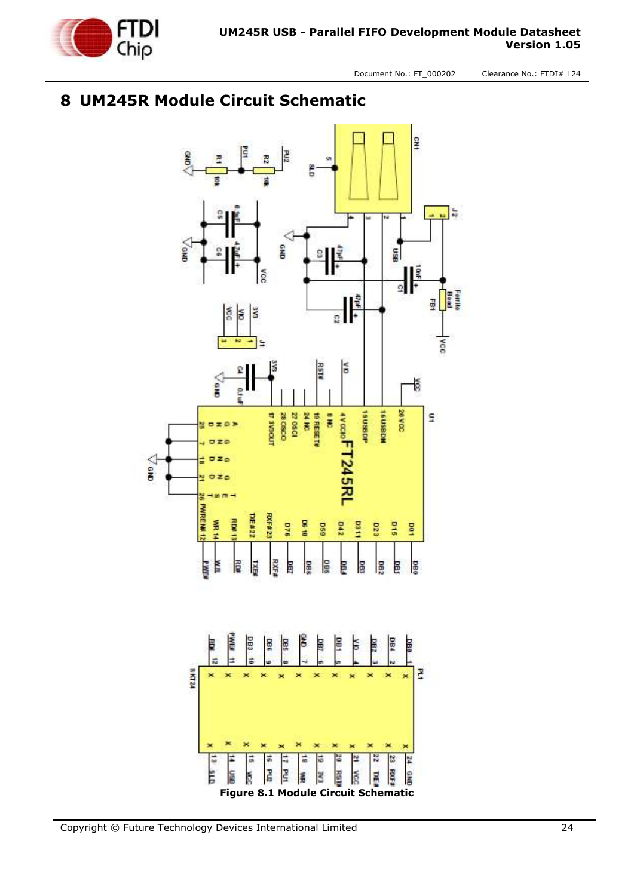# 8 UM245R Module Circuit Schematic

Figure 8.1 Module Circuit Schematic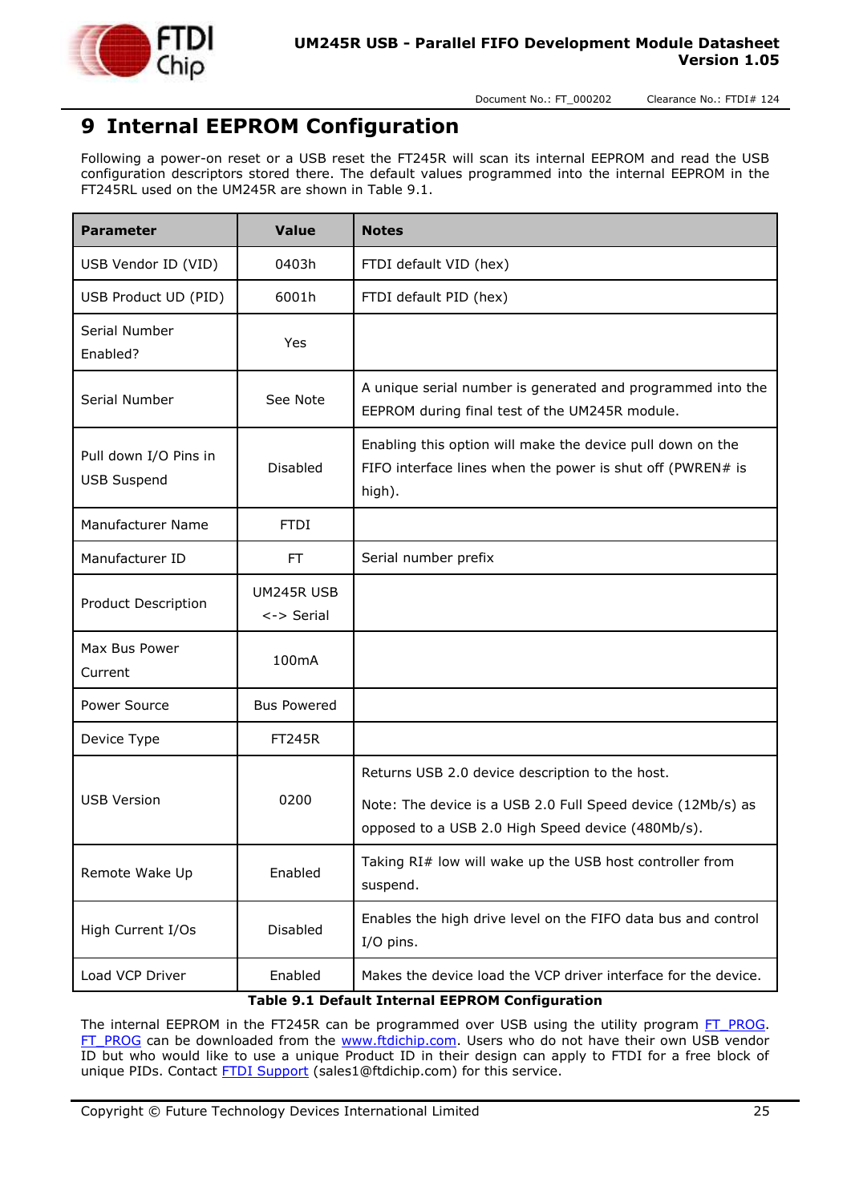# 9 Internal EEPROM Configuration

Following a power-on reset or a USB reset the FT245R will scan its internal EEPROM and read the USB configuration descriptors stored there. The default values programmed into the internal EEPROM in the FT245RL used on the UM245R are shown in Table 9.1.

| Parameter | Value | Notes |
|---|---|---|
| USB Vendor ID (VID) | 0403h | FTDI default VID (hex) |
| USB Product UD (PID) | 6001h | FTDI default PID (hex) |
| Serial Number Enabled? | Yes | |
| Serial Number | See Note | A unique serial number is generated and programmed into the EEPROM during final test of the UM245R module. |
| Pull down I/O Pins in USB Suspend | Disabled | Enabling this option will make the device pull down on the FIFO interface lines when the power is shut off (PWREN# is high). |
| Manufacturer Name | FTDI | |
| Manufacturer ID | FT | Serial number prefix |
| Product Description | UM245R USB <-> Serial | |
| Max Bus Power Current | 100mA | |
| Power Source | Bus Powered | |
| Device Type | FT245R | |
| USB Version | 0200 | Returns USB 2.0 device description to the host. Note: The device is a USB 2.0 Full Speed device (12Mb/s) as opposed to a USB 2.0 High Speed device (480Mb/s). |
| Remote Wake Up | Enabled | Taking RI# low will wake up the USB host controller from suspend. |
| High Current I/Os | Disabled | Enables the high drive level on the FIFO data bus and control I/O pins. |
| Load VCP Driver | Enabled | Makes the device load the VCP driver interface for the device. |

**Table 9.1 Default Internal EEPROM Configuration**

The internal EEPROM in the FT245R can be programmed over USB using the utility program FT_PROG. FT_PROG can be downloaded from the www.ftdichip.com. Users who do not have their own USB vendor ID but who would like to use a unique Product ID in their design can apply to FTDI for a free block of unique PIDs. Contact FTDI Support (sales1@ftdichip.com) for this service.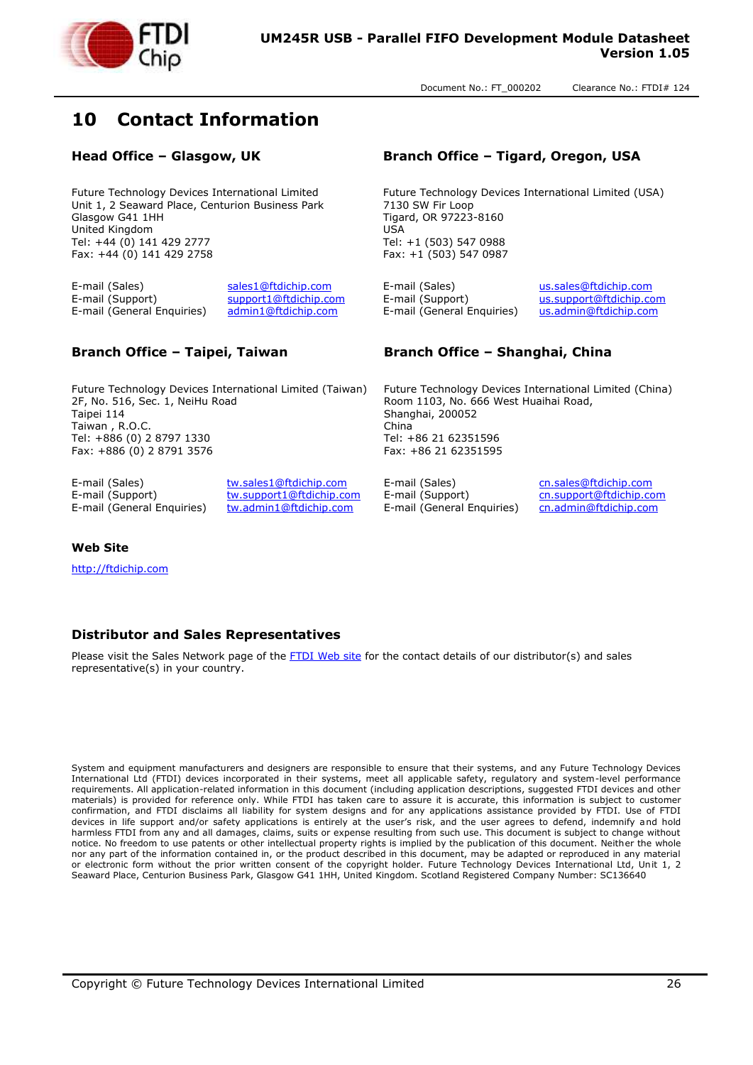# 10 Contact Information

## Head Office – Glasgow, UK

Future Technology Devices International Limited
Unit 1, 2 Seaward Place, Centurion Business Park
Glasgow G41 1HH
United Kingdom
Tel: +44 (0) 141 429 2777
Fax: +44 (0) 141 429 2758

| | |
|---|---|
| E-mail (Sales) | sales1@ftdichip.com |
| E-mail (Support) | support1@ftdichip.com |
| E-mail (General Enquiries) | admin1@ftdichip.com |

## Branch Office – Tigard, Oregon, USA

Future Technology Devices International Limited (USA)
7130 SW Fir Loop
Tigard, OR 97223-8160
USA
Tel: +1 (503) 547 0988
Fax: +1 (503) 547 0987

| | |
|---|---|
| E-mail (Sales) | us.sales@ftdichip.com |
| E-mail (Support) | us.support@ftdichip.com |
| E-mail (General Enquiries) | us.admin@ftdichip.com |

## Branch Office – Taipei, Taiwan

Future Technology Devices International Limited (Taiwan)
2F, No. 516, Sec. 1, NeiHu Road
Taipei 114
Taiwan , R.O.C.
Tel: +886 (0) 2 8797 1330
Fax: +886 (0) 2 8791 3576

| | |
|---|---|
| E-mail (Sales) | tw.sales1@ftdichip.com |
| E-mail (Support) | tw.support1@ftdichip.com |
| E-mail (General Enquiries) | tw.admin1@ftdichip.com |

## Branch Office – Shanghai, China

Future Technology Devices International Limited (China)
Room 1103, No. 666 West Huaihai Road,
Shanghai, 200052
China
Tel: +86 21 62351596
Fax: +86 21 62351595

| | |
|---|---|
| E-mail (Sales) | cn.sales@ftdichip.com |
| E-mail (Support) | cn.support@ftdichip.com |
| E-mail (General Enquiries) | cn.admin@ftdichip.com |

## Web Site

http://ftdichip.com

## Distributor and Sales Representatives

Please visit the Sales Network page of the FTDI Web site for the contact details of our distributor(s) and sales representative(s) in your country.

System and equipment manufacturers and designers are responsible to ensure that their systems, and any Future Technology Devices International Ltd (FTDI) devices incorporated in their systems, meet all applicable safety, regulatory and system-level performance requirements. All application-related information in this document (including application descriptions, suggested FTDI devices and other materials) is provided for reference only. While FTDI has taken care to assure it is accurate, this information is subject to customer confirmation, and FTDI disclaims all liability for system designs and for any applications assistance provided by FTDI. Use of FTDI devices in life support and/or safety applications is entirely at the user's risk, and the user agrees to defend, indemnify and hold harmless FTDI from any and all damages, claims, suits or expense resulting from such use. This document is subject to change without notice. No freedom to use patents or other intellectual property rights is implied by the publication of this document. Neither the whole nor any part of the information contained in, or the product described in this document, may be adapted or reproduced in any material or electronic form without the prior written consent of the copyright holder. Future Technology Devices International Ltd, Unit 1, 2 Seaward Place, Centurion Business Park, Glasgow G41 1HH, United Kingdom. Scotland Registered Company Number: SC136640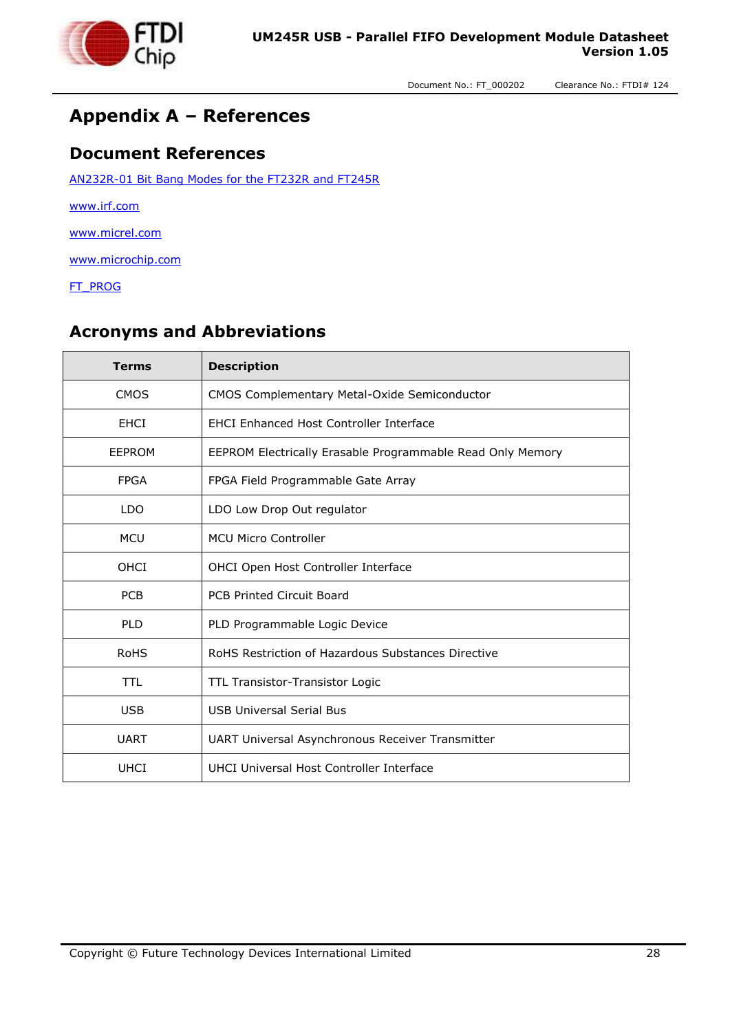# Appendix A – References

## Document References

AN232R-01 Bit Bang Modes for the FT232R and FT245R

www.irf.com

www.micrel.com

www.microchip.com

FT_PROG

## Acronyms and Abbreviations

| Terms | Description |
|---|---|
| CMOS | CMOS Complementary Metal-Oxide Semiconductor |
| EHCI | EHCI Enhanced Host Controller Interface |
| EEPROM | EEPROM Electrically Erasable Programmable Read Only Memory |
| FPGA | FPGA Field Programmable Gate Array |
| LDO | LDO Low Drop Out regulator |
| MCU | MCU Micro Controller |
| OHCI | OHCI Open Host Controller Interface |
| PCB | PCB Printed Circuit Board |
| PLD | PLD Programmable Logic Device |
| RoHS | RoHS Restriction of Hazardous Substances Directive |
| TTL | TTL Transistor-Transistor Logic |
| USB | USB Universal Serial Bus |
| UART | UART Universal Asynchronous Receiver Transmitter |
| UHCI | UHCI Universal Host Controller Interface |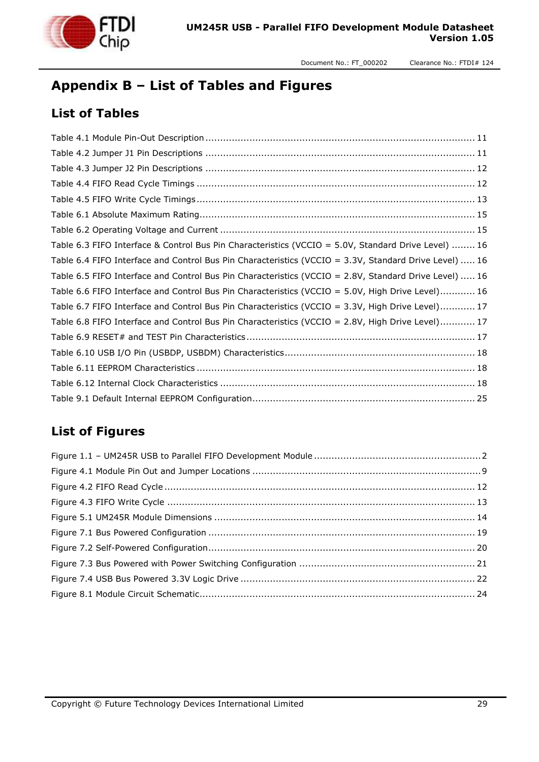# Appendix B – List of Tables and Figures

## List of Tables

Table 4.1 Module Pin-Out Description ........................................................................................ 11

Table 4.2 Jumper J1 Pin Descriptions ........................................................................................ 11

Table 4.3 Jumper J2 Pin Descriptions ........................................................................................ 12

Table 4.4 FIFO Read Cycle Timings ........................................................................................... 12

Table 4.5 FIFO Write Cycle Timings ........................................................................................... 13

Table 6.1 Absolute Maximum Rating.......................................................................................... 15

Table 6.2 Operating Voltage and Current ................................................................................... 15

Table 6.3 FIFO Interface & Control Bus Pin Characteristics (VCCIO = 5.0V, Standard Drive Level) ........ 16

Table 6.4 FIFO Interface and Control Bus Pin Characteristics (VCCIO = 3.3V, Standard Drive Level) ..... 16

Table 6.5 FIFO Interface and Control Bus Pin Characteristics (VCCIO = 2.8V, Standard Drive Level) ..... 16

Table 6.6 FIFO Interface and Control Bus Pin Characteristics (VCCIO = 5.0V, High Drive Level)............ 16

Table 6.7 FIFO Interface and Control Bus Pin Characteristics (VCCIO = 3.3V, High Drive Level)............ 17

Table 6.8 FIFO Interface and Control Bus Pin Characteristics (VCCIO = 2.8V, High Drive Level)............ 17

Table 6.9 RESET# and TEST Pin Characteristics .......................................................................... 17

Table 6.10 USB I/O Pin (USBDP, USBDM) Characteristics.............................................................. 18

Table 6.11 EEPROM Characteristics ........................................................................................... 18

Table 6.12 Internal Clock Characteristics ................................................................................... 18

Table 9.1 Default Internal EEPROM Configuration......................................................................... 25

## List of Figures

Figure 1.1 – UM245R USB to Parallel FIFO Development Module ......................................................2

Figure 4.1 Module Pin Out and Jumper Locations ..........................................................................9

Figure 4.2 FIFO Read Cycle ...................................................................................................... 12

Figure 4.3 FIFO Write Cycle ..................................................................................................... 13

Figure 5.1 UM245R Module Dimensions ..................................................................................... 14

Figure 7.1 Bus Powered Configuration ....................................................................................... 19

Figure 7.2 Self-Powered Configuration....................................................................................... 20

Figure 7.3 Bus Powered with Power Switching Configuration ......................................................... 21

Figure 7.4 USB Bus Powered 3.3V Logic Drive ............................................................................. 22

Figure 8.1 Module Circuit Schematic.......................................................................................... 24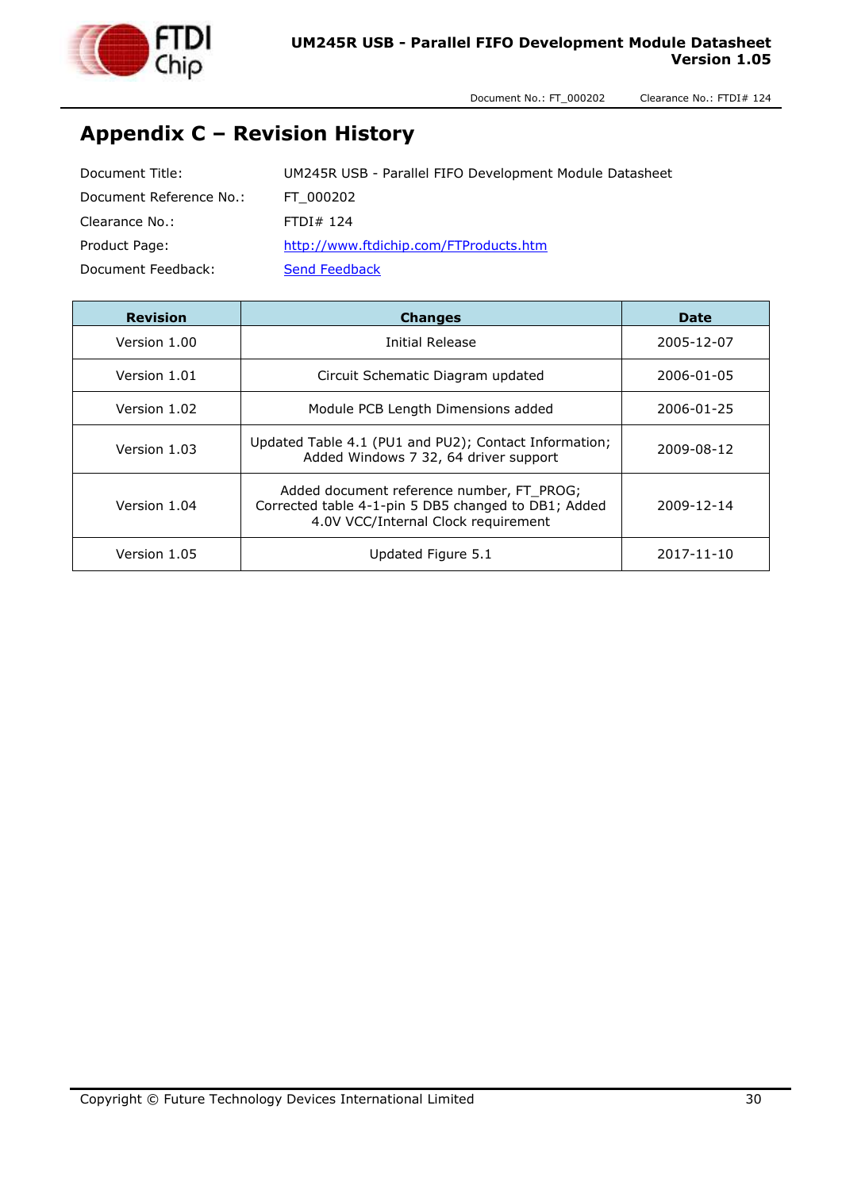# Appendix C – Revision History

Document Title: UM245R USB - Parallel FIFO Development Module Datasheet

Document Reference No.: FT_000202

Clearance No.: FTDI# 124

Product Page: [http://www.ftdichip.com/FTProducts.htm](http://www.ftdichip.com/FTProducts.htm)

Document Feedback: Send Feedback

| Revision | Changes | Date |
|---|---|---|
| Version 1.00 | Initial Release | 2005-12-07 |
| Version 1.01 | Circuit Schematic Diagram updated | 2006-01-05 |
| Version 1.02 | Module PCB Length Dimensions added | 2006-01-25 |
| Version 1.03 | Updated Table 4.1 (PU1 and PU2); Contact Information; Added Windows 7 32, 64 driver support | 2009-08-12 |
| Version 1.04 | Added document reference number, FT_PROG; Corrected table 4-1-pin 5 DB5 changed to DB1; Added 4.0V VCC/Internal Clock requirement | 2009-12-14 |
| Version 1.05 | Updated Figure 5.1 | 2017-11-10 |